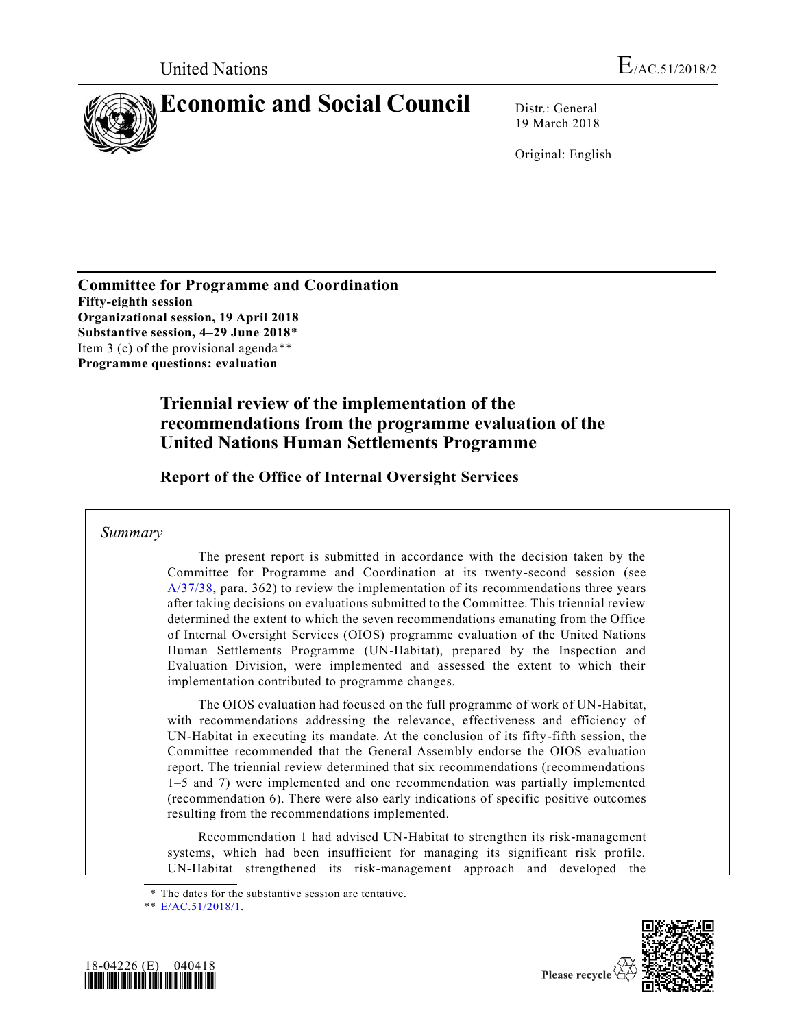United Nations

E/AC.51/2018/2

# Economic and Social Council

Distr.: General
19 March 2018

Original: English

**Committee for Programme and Coordination**
**Fifty-eighth session**
**Organizational session, 19 April 2018**
**Substantive session, 4–29 June 2018***
Item 3 (c) of the provisional agenda**
**Programme questions: evaluation**

# Triennial review of the implementation of the recommendations from the programme evaluation of the United Nations Human Settlements Programme

## Report of the Office of Internal Oversight Services

*Summary*

The present report is submitted in accordance with the decision taken by the Committee for Programme and Coordination at its twenty-second session (see A/37/38, para. 362) to review the implementation of its recommendations three years after taking decisions on evaluations submitted to the Committee. This triennial review determined the extent to which the seven recommendations emanating from the Office of Internal Oversight Services (OIOS) programme evaluation of the United Nations Human Settlements Programme (UN-Habitat), prepared by the Inspection and Evaluation Division, were implemented and assessed the extent to which their implementation contributed to programme changes.

The OIOS evaluation had focused on the full programme of work of UN-Habitat, with recommendations addressing the relevance, effectiveness and efficiency of UN-Habitat in executing its mandate. At the conclusion of its fifty-fifth session, the Committee recommended that the General Assembly endorse the OIOS evaluation report. The triennial review determined that six recommendations (recommendations 1–5 and 7) were implemented and one recommendation was partially implemented (recommendation 6). There were also early indications of specific positive outcomes resulting from the recommendations implemented.

Recommendation 1 had advised UN-Habitat to strengthen its risk-management systems, which had been insufficient for managing its significant risk profile. UN-Habitat strengthened its risk-management approach and developed the

\* The dates for the substantive session are tentative.
\*\* E/AC.51/2018/1.

18-04226 (E) 040418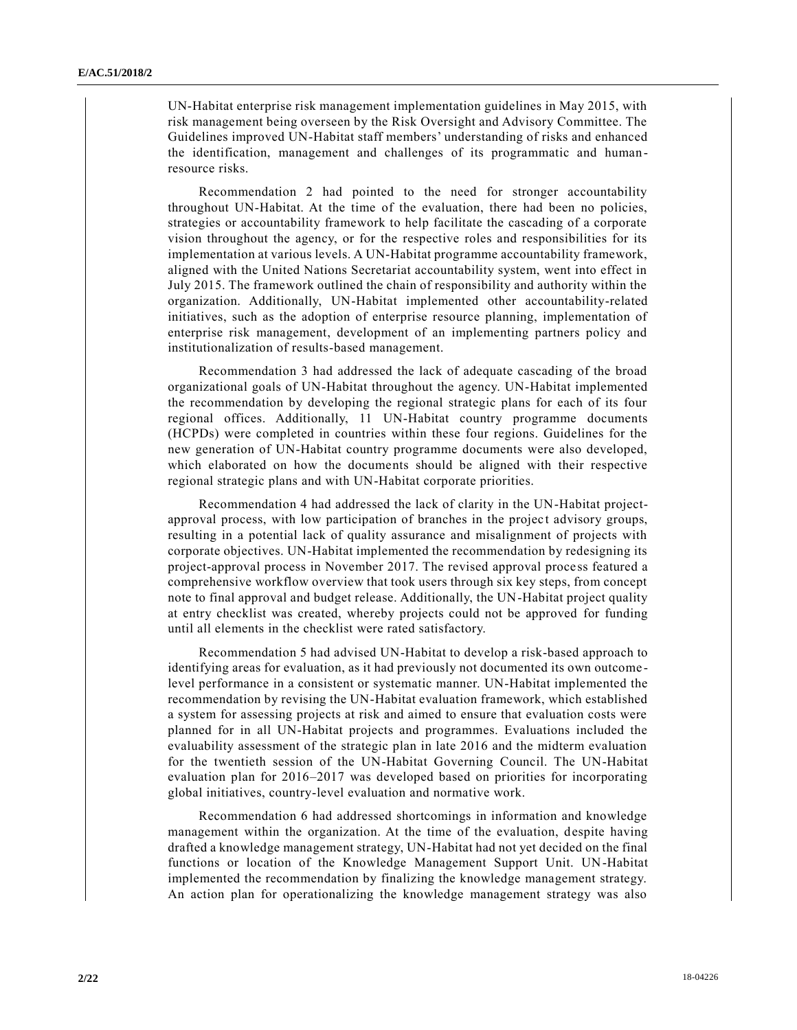UN-Habitat enterprise risk management implementation guidelines in May 2015, with risk management being overseen by the Risk Oversight and Advisory Committee. The Guidelines improved UN-Habitat staff members' understanding of risks and enhanced the identification, management and challenges of its programmatic and human-resource risks.

Recommendation 2 had pointed to the need for stronger accountability throughout UN-Habitat. At the time of the evaluation, there had been no policies, strategies or accountability framework to help facilitate the cascading of a corporate vision throughout the agency, or for the respective roles and responsibilities for its implementation at various levels. A UN-Habitat programme accountability framework, aligned with the United Nations Secretariat accountability system, went into effect in July 2015. The framework outlined the chain of responsibility and authority within the organization. Additionally, UN-Habitat implemented other accountability-related initiatives, such as the adoption of enterprise resource planning, implementation of enterprise risk management, development of an implementing partners policy and institutionalization of results-based management.

Recommendation 3 had addressed the lack of adequate cascading of the broad organizational goals of UN-Habitat throughout the agency. UN-Habitat implemented the recommendation by developing the regional strategic plans for each of its four regional offices. Additionally, 11 UN-Habitat country programme documents (HCPDs) were completed in countries within these four regions. Guidelines for the new generation of UN-Habitat country programme documents were also developed, which elaborated on how the documents should be aligned with their respective regional strategic plans and with UN-Habitat corporate priorities.

Recommendation 4 had addressed the lack of clarity in the UN-Habitat project-approval process, with low participation of branches in the project advisory groups, resulting in a potential lack of quality assurance and misalignment of projects with corporate objectives. UN-Habitat implemented the recommendation by redesigning its project-approval process in November 2017. The revised approval process featured a comprehensive workflow overview that took users through six key steps, from concept note to final approval and budget release. Additionally, the UN-Habitat project quality at entry checklist was created, whereby projects could not be approved for funding until all elements in the checklist were rated satisfactory.

Recommendation 5 had advised UN-Habitat to develop a risk-based approach to identifying areas for evaluation, as it had previously not documented its own outcome-level performance in a consistent or systematic manner. UN-Habitat implemented the recommendation by revising the UN-Habitat evaluation framework, which established a system for assessing projects at risk and aimed to ensure that evaluation costs were planned for in all UN-Habitat projects and programmes. Evaluations included the evaluability assessment of the strategic plan in late 2016 and the midterm evaluation for the twentieth session of the UN-Habitat Governing Council. The UN-Habitat evaluation plan for 2016–2017 was developed based on priorities for incorporating global initiatives, country-level evaluation and normative work.

Recommendation 6 had addressed shortcomings in information and knowledge management within the organization. At the time of the evaluation, despite having drafted a knowledge management strategy, UN-Habitat had not yet decided on the final functions or location of the Knowledge Management Support Unit. UN-Habitat implemented the recommendation by finalizing the knowledge management strategy. An action plan for operationalizing the knowledge management strategy was also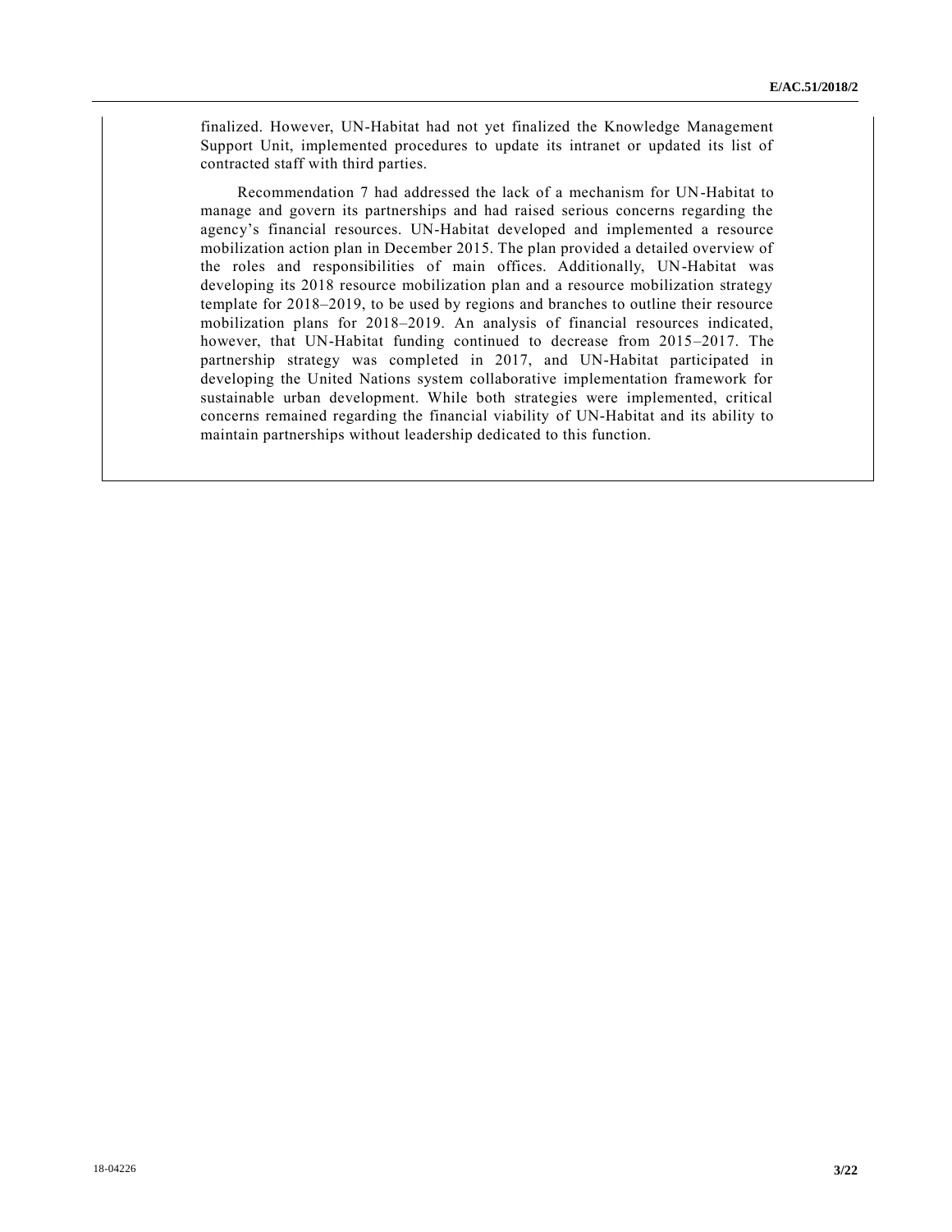finalized. However, UN-Habitat had not yet finalized the Knowledge Management Support Unit, implemented procedures to update its intranet or updated its list of contracted staff with third parties.

Recommendation 7 had addressed the lack of a mechanism for UN-Habitat to manage and govern its partnerships and had raised serious concerns regarding the agency's financial resources. UN-Habitat developed and implemented a resource mobilization action plan in December 2015. The plan provided a detailed overview of the roles and responsibilities of main offices. Additionally, UN-Habitat was developing its 2018 resource mobilization plan and a resource mobilization strategy template for 2018–2019, to be used by regions and branches to outline their resource mobilization plans for 2018–2019. An analysis of financial resources indicated, however, that UN-Habitat funding continued to decrease from 2015–2017. The partnership strategy was completed in 2017, and UN-Habitat participated in developing the United Nations system collaborative implementation framework for sustainable urban development. While both strategies were implemented, critical concerns remained regarding the financial viability of UN-Habitat and its ability to maintain partnerships without leadership dedicated to this function.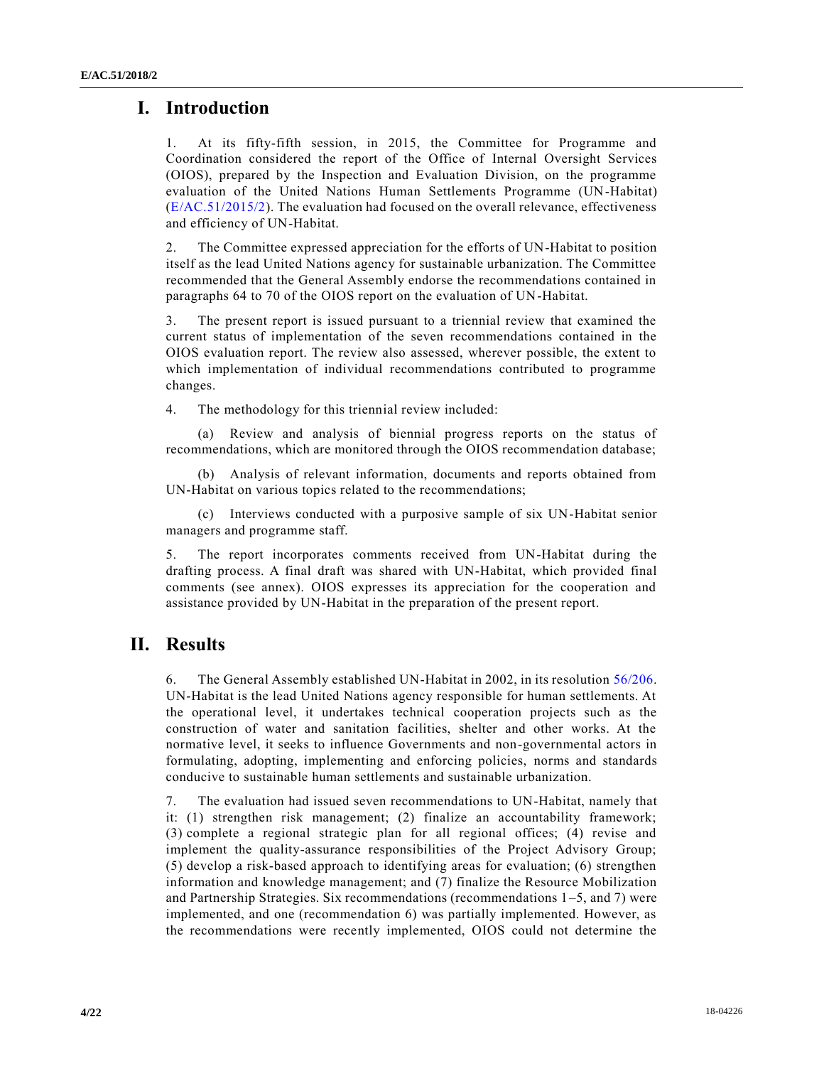# I. Introduction

1. At its fifty-fifth session, in 2015, the Committee for Programme and Coordination considered the report of the Office of Internal Oversight Services (OIOS), prepared by the Inspection and Evaluation Division, on the programme evaluation of the United Nations Human Settlements Programme (UN-Habitat) (E/AC.51/2015/2). The evaluation had focused on the overall relevance, effectiveness and efficiency of UN-Habitat.

2. The Committee expressed appreciation for the efforts of UN-Habitat to position itself as the lead United Nations agency for sustainable urbanization. The Committee recommended that the General Assembly endorse the recommendations contained in paragraphs 64 to 70 of the OIOS report on the evaluation of UN-Habitat.

3. The present report is issued pursuant to a triennial review that examined the current status of implementation of the seven recommendations contained in the OIOS evaluation report. The review also assessed, wherever possible, the extent to which implementation of individual recommendations contributed to programme changes.

4. The methodology for this triennial review included:

(a) Review and analysis of biennial progress reports on the status of recommendations, which are monitored through the OIOS recommendation database;

(b) Analysis of relevant information, documents and reports obtained from UN-Habitat on various topics related to the recommendations;

(c) Interviews conducted with a purposive sample of six UN-Habitat senior managers and programme staff.

5. The report incorporates comments received from UN-Habitat during the drafting process. A final draft was shared with UN-Habitat, which provided final comments (see annex). OIOS expresses its appreciation for the cooperation and assistance provided by UN-Habitat in the preparation of the present report.

# II. Results

6. The General Assembly established UN-Habitat in 2002, in its resolution 56/206. UN-Habitat is the lead United Nations agency responsible for human settlements. At the operational level, it undertakes technical cooperation projects such as the construction of water and sanitation facilities, shelter and other works. At the normative level, it seeks to influence Governments and non-governmental actors in formulating, adopting, implementing and enforcing policies, norms and standards conducive to sustainable human settlements and sustainable urbanization.

7. The evaluation had issued seven recommendations to UN-Habitat, namely that it: (1) strengthen risk management; (2) finalize an accountability framework; (3) complete a regional strategic plan for all regional offices; (4) revise and implement the quality-assurance responsibilities of the Project Advisory Group; (5) develop a risk-based approach to identifying areas for evaluation; (6) strengthen information and knowledge management; and (7) finalize the Resource Mobilization and Partnership Strategies. Six recommendations (recommendations 1–5, and 7) were implemented, and one (recommendation 6) was partially implemented. However, as the recommendations were recently implemented, OIOS could not determine the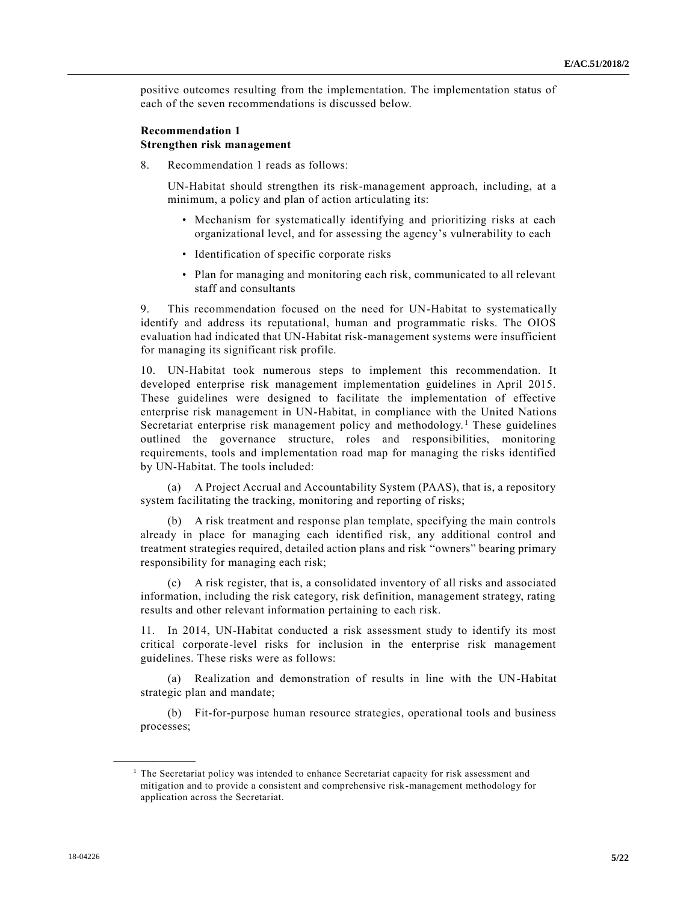positive outcomes resulting from the implementation. The implementation status of each of the seven recommendations is discussed below.

**Recommendation 1**
**Strengthen risk management**

8. Recommendation 1 reads as follows:

> UN-Habitat should strengthen its risk-management approach, including, at a minimum, a policy and plan of action articulating its:
>
> - Mechanism for systematically identifying and prioritizing risks at each organizational level, and for assessing the agency's vulnerability to each
> - Identification of specific corporate risks
> - Plan for managing and monitoring each risk, communicated to all relevant staff and consultants

9. This recommendation focused on the need for UN-Habitat to systematically identify and address its reputational, human and programmatic risks. The OIOS evaluation had indicated that UN-Habitat risk-management systems were insufficient for managing its significant risk profile.

10. UN-Habitat took numerous steps to implement this recommendation. It developed enterprise risk management implementation guidelines in April 2015. These guidelines were designed to facilitate the implementation of effective enterprise risk management in UN-Habitat, in compliance with the United Nations Secretariat enterprise risk management policy and methodology.[1] These guidelines outlined the governance structure, roles and responsibilities, monitoring requirements, tools and implementation road map for managing the risks identified by UN-Habitat. The tools included:

(a) A Project Accrual and Accountability System (PAAS), that is, a repository system facilitating the tracking, monitoring and reporting of risks;

(b) A risk treatment and response plan template, specifying the main controls already in place for managing each identified risk, any additional control and treatment strategies required, detailed action plans and risk "owners" bearing primary responsibility for managing each risk;

(c) A risk register, that is, a consolidated inventory of all risks and associated information, including the risk category, risk definition, management strategy, rating results and other relevant information pertaining to each risk.

11. In 2014, UN-Habitat conducted a risk assessment study to identify its most critical corporate-level risks for inclusion in the enterprise risk management guidelines. These risks were as follows:

(a) Realization and demonstration of results in line with the UN-Habitat strategic plan and mandate;

(b) Fit-for-purpose human resource strategies, operational tools and business processes;

[1] The Secretariat policy was intended to enhance Secretariat capacity for risk assessment and mitigation and to provide a consistent and comprehensive risk-management methodology for application across the Secretariat.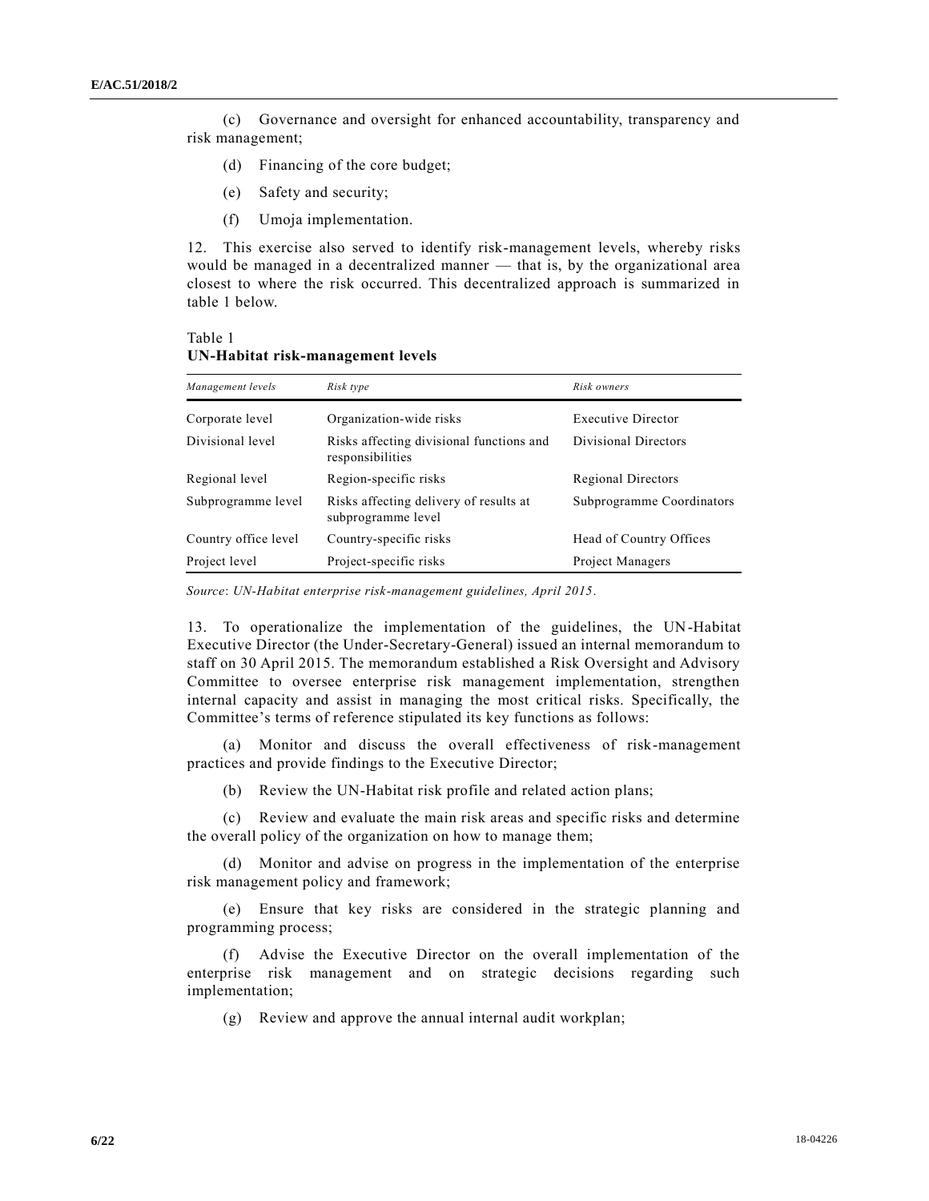(c) Governance and oversight for enhanced accountability, transparency and risk management;

(d) Financing of the core budget;

(e) Safety and security;

(f) Umoja implementation.

12. This exercise also served to identify risk-management levels, whereby risks would be managed in a decentralized manner — that is, by the organizational area closest to where the risk occurred. This decentralized approach is summarized in table 1 below.

Table 1
**UN-Habitat risk-management levels**

| *Management levels* | *Risk type* | *Risk owners* |
|---|---|---|
| Corporate level | Organization-wide risks | Executive Director |
| Divisional level | Risks affecting divisional functions and responsibilities | Divisional Directors |
| Regional level | Region-specific risks | Regional Directors |
| Subprogramme level | Risks affecting delivery of results at subprogramme level | Subprogramme Coordinators |
| Country office level | Country-specific risks | Head of Country Offices |
| Project level | Project-specific risks | Project Managers |

*Source*: *UN-Habitat enterprise risk-management guidelines, April 2015*.

13. To operationalize the implementation of the guidelines, the UN-Habitat Executive Director (the Under-Secretary-General) issued an internal memorandum to staff on 30 April 2015. The memorandum established a Risk Oversight and Advisory Committee to oversee enterprise risk management implementation, strengthen internal capacity and assist in managing the most critical risks. Specifically, the Committee's terms of reference stipulated its key functions as follows:

(a) Monitor and discuss the overall effectiveness of risk-management practices and provide findings to the Executive Director;

(b) Review the UN-Habitat risk profile and related action plans;

(c) Review and evaluate the main risk areas and specific risks and determine the overall policy of the organization on how to manage them;

(d) Monitor and advise on progress in the implementation of the enterprise risk management policy and framework;

(e) Ensure that key risks are considered in the strategic planning and programming process;

(f) Advise the Executive Director on the overall implementation of the enterprise risk management and on strategic decisions regarding such implementation;

(g) Review and approve the annual internal audit workplan;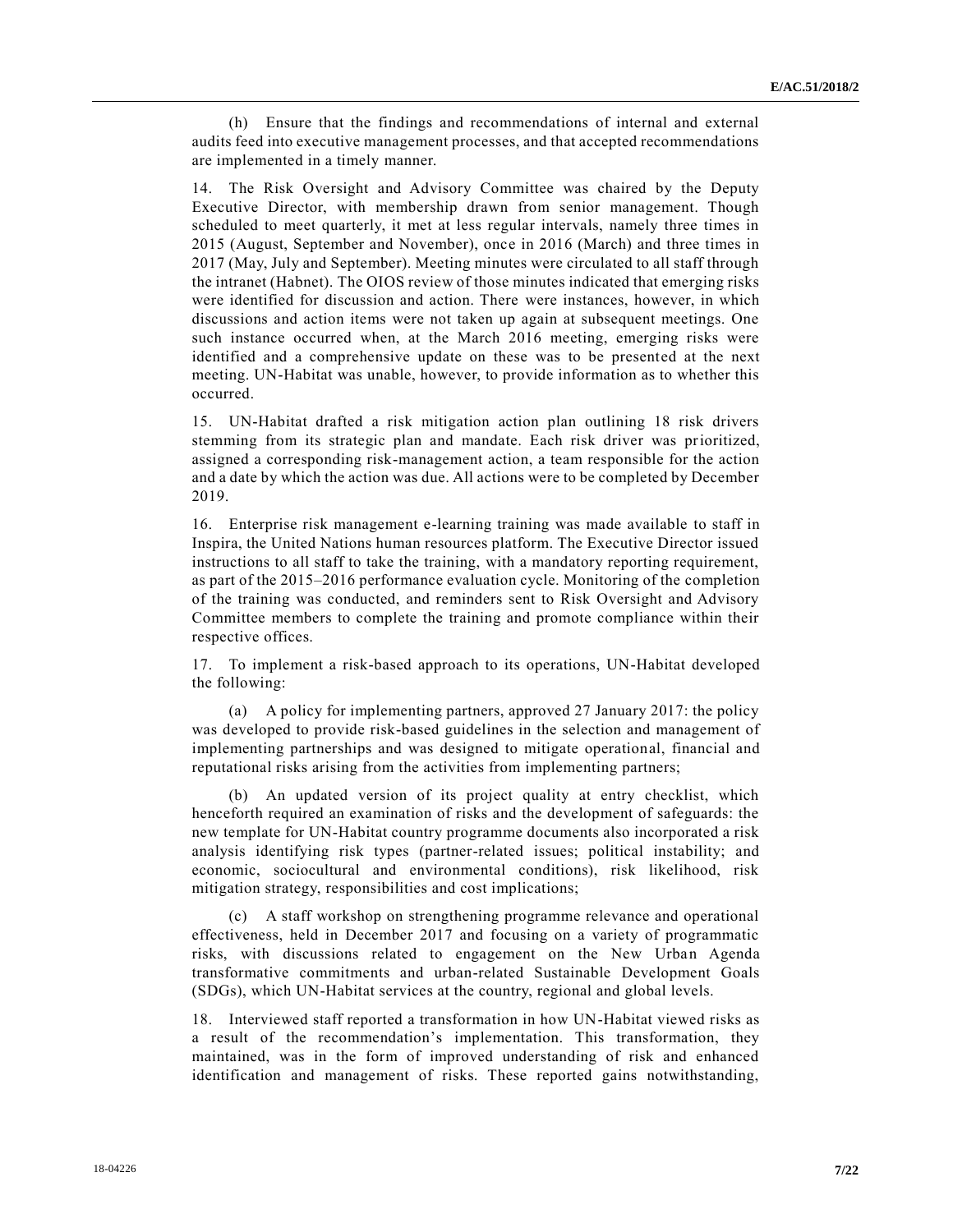(h) Ensure that the findings and recommendations of internal and external audits feed into executive management processes, and that accepted recommendations are implemented in a timely manner.

14. The Risk Oversight and Advisory Committee was chaired by the Deputy Executive Director, with membership drawn from senior management. Though scheduled to meet quarterly, it met at less regular intervals, namely three times in 2015 (August, September and November), once in 2016 (March) and three times in 2017 (May, July and September). Meeting minutes were circulated to all staff through the intranet (Habnet). The OIOS review of those minutes indicated that emerging risks were identified for discussion and action. There were instances, however, in which discussions and action items were not taken up again at subsequent meetings. One such instance occurred when, at the March 2016 meeting, emerging risks were identified and a comprehensive update on these was to be presented at the next meeting. UN-Habitat was unable, however, to provide information as to whether this occurred.

15. UN-Habitat drafted a risk mitigation action plan outlining 18 risk drivers stemming from its strategic plan and mandate. Each risk driver was prioritized, assigned a corresponding risk-management action, a team responsible for the action and a date by which the action was due. All actions were to be completed by December 2019.

16. Enterprise risk management e-learning training was made available to staff in Inspira, the United Nations human resources platform. The Executive Director issued instructions to all staff to take the training, with a mandatory reporting requirement, as part of the 2015–2016 performance evaluation cycle. Monitoring of the completion of the training was conducted, and reminders sent to Risk Oversight and Advisory Committee members to complete the training and promote compliance within their respective offices.

17. To implement a risk-based approach to its operations, UN-Habitat developed the following:

(a) A policy for implementing partners, approved 27 January 2017: the policy was developed to provide risk-based guidelines in the selection and management of implementing partnerships and was designed to mitigate operational, financial and reputational risks arising from the activities from implementing partners;

(b) An updated version of its project quality at entry checklist, which henceforth required an examination of risks and the development of safeguards: the new template for UN-Habitat country programme documents also incorporated a risk analysis identifying risk types (partner-related issues; political instability; and economic, sociocultural and environmental conditions), risk likelihood, risk mitigation strategy, responsibilities and cost implications;

(c) A staff workshop on strengthening programme relevance and operational effectiveness, held in December 2017 and focusing on a variety of programmatic risks, with discussions related to engagement on the New Urban Agenda transformative commitments and urban-related Sustainable Development Goals (SDGs), which UN-Habitat services at the country, regional and global levels.

18. Interviewed staff reported a transformation in how UN-Habitat viewed risks as a result of the recommendation's implementation. This transformation, they maintained, was in the form of improved understanding of risk and enhanced identification and management of risks. These reported gains notwithstanding,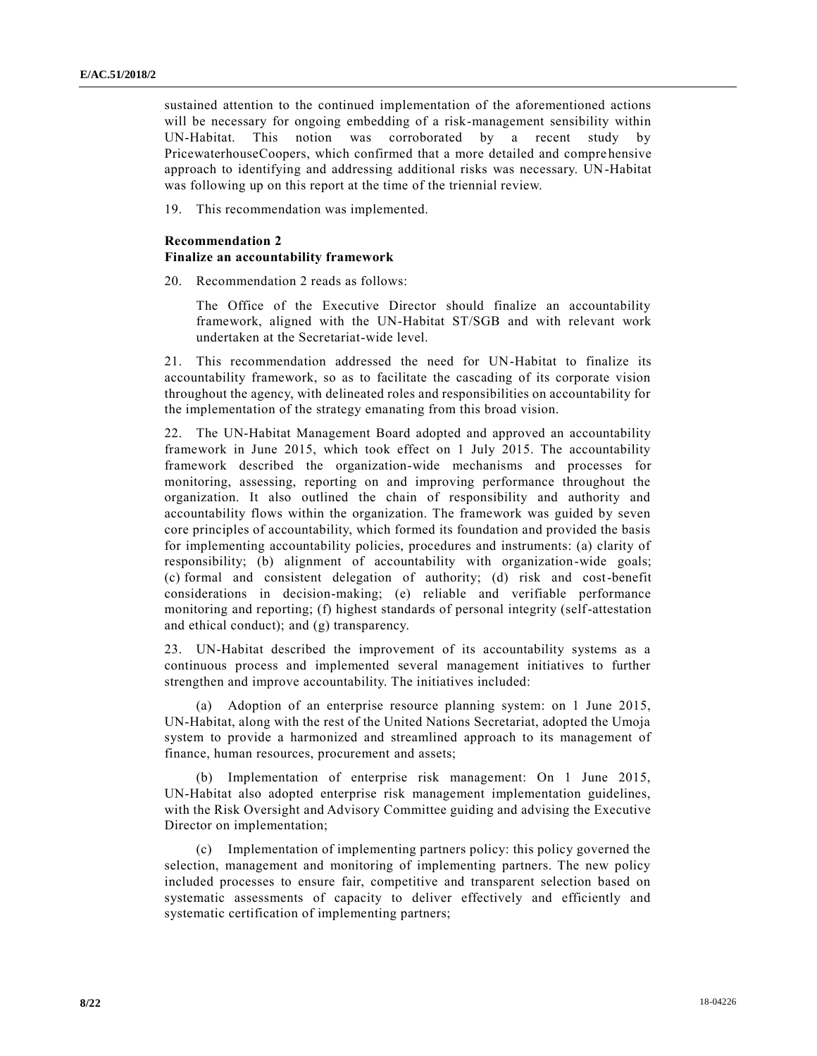sustained attention to the continued implementation of the aforementioned actions will be necessary for ongoing embedding of a risk-management sensibility within UN-Habitat. This notion was corroborated by a recent study by PricewaterhouseCoopers, which confirmed that a more detailed and comprehensive approach to identifying and addressing additional risks was necessary. UN-Habitat was following up on this report at the time of the triennial review.

19. This recommendation was implemented.

**Recommendation 2**
**Finalize an accountability framework**

20. Recommendation 2 reads as follows:

> The Office of the Executive Director should finalize an accountability framework, aligned with the UN-Habitat ST/SGB and with relevant work undertaken at the Secretariat-wide level.

21. This recommendation addressed the need for UN-Habitat to finalize its accountability framework, so as to facilitate the cascading of its corporate vision throughout the agency, with delineated roles and responsibilities on accountability for the implementation of the strategy emanating from this broad vision.

22. The UN-Habitat Management Board adopted and approved an accountability framework in June 2015, which took effect on 1 July 2015. The accountability framework described the organization-wide mechanisms and processes for monitoring, assessing, reporting on and improving performance throughout the organization. It also outlined the chain of responsibility and authority and accountability flows within the organization. The framework was guided by seven core principles of accountability, which formed its foundation and provided the basis for implementing accountability policies, procedures and instruments: (a) clarity of responsibility; (b) alignment of accountability with organization-wide goals; (c) formal and consistent delegation of authority; (d) risk and cost-benefit considerations in decision-making; (e) reliable and verifiable performance monitoring and reporting; (f) highest standards of personal integrity (self-attestation and ethical conduct); and (g) transparency.

23. UN-Habitat described the improvement of its accountability systems as a continuous process and implemented several management initiatives to further strengthen and improve accountability. The initiatives included:

(a) Adoption of an enterprise resource planning system: on 1 June 2015, UN-Habitat, along with the rest of the United Nations Secretariat, adopted the Umoja system to provide a harmonized and streamlined approach to its management of finance, human resources, procurement and assets;

(b) Implementation of enterprise risk management: On 1 June 2015, UN-Habitat also adopted enterprise risk management implementation guidelines, with the Risk Oversight and Advisory Committee guiding and advising the Executive Director on implementation;

(c) Implementation of implementing partners policy: this policy governed the selection, management and monitoring of implementing partners. The new policy included processes to ensure fair, competitive and transparent selection based on systematic assessments of capacity to deliver effectively and efficiently and systematic certification of implementing partners;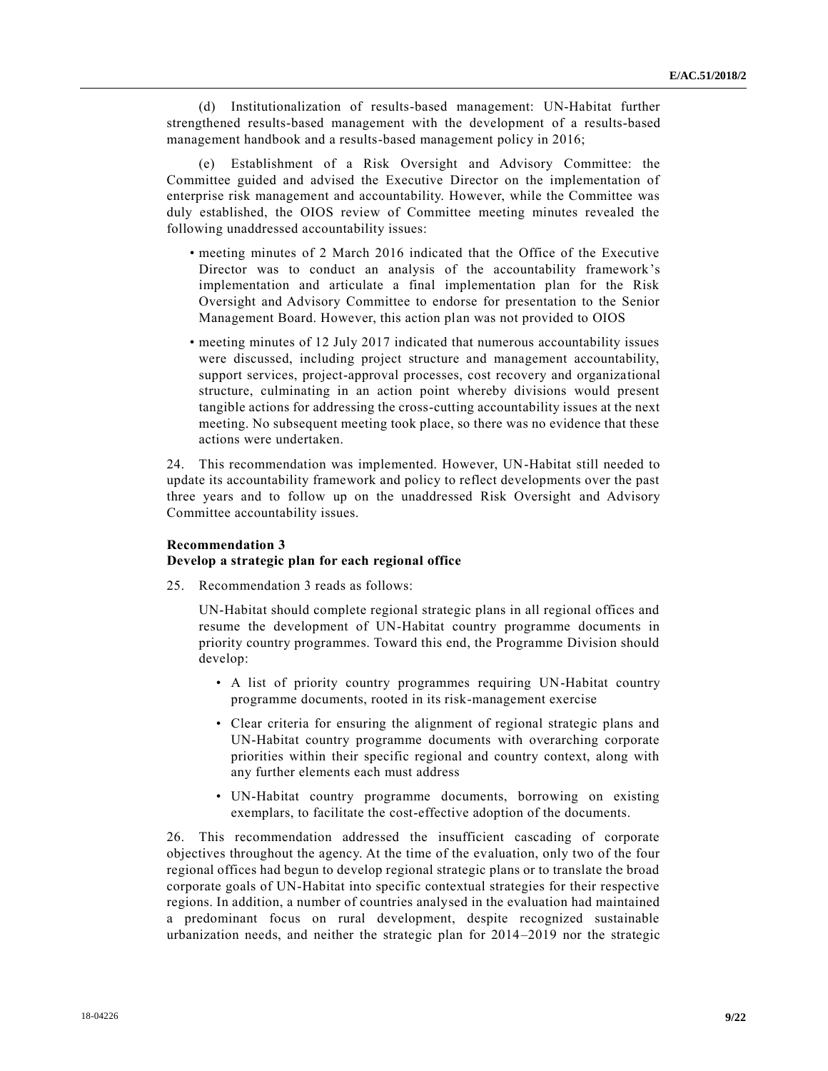(d) Institutionalization of results-based management: UN-Habitat further strengthened results-based management with the development of a results-based management handbook and a results-based management policy in 2016;

(e) Establishment of a Risk Oversight and Advisory Committee: the Committee guided and advised the Executive Director on the implementation of enterprise risk management and accountability. However, while the Committee was duly established, the OIOS review of Committee meeting minutes revealed the following unaddressed accountability issues:

- meeting minutes of 2 March 2016 indicated that the Office of the Executive Director was to conduct an analysis of the accountability framework's implementation and articulate a final implementation plan for the Risk Oversight and Advisory Committee to endorse for presentation to the Senior Management Board. However, this action plan was not provided to OIOS
- meeting minutes of 12 July 2017 indicated that numerous accountability issues were discussed, including project structure and management accountability, support services, project-approval processes, cost recovery and organizational structure, culminating in an action point whereby divisions would present tangible actions for addressing the cross-cutting accountability issues at the next meeting. No subsequent meeting took place, so there was no evidence that these actions were undertaken.

24. This recommendation was implemented. However, UN-Habitat still needed to update its accountability framework and policy to reflect developments over the past three years and to follow up on the unaddressed Risk Oversight and Advisory Committee accountability issues.

**Recommendation 3**
**Develop a strategic plan for each regional office**

25. Recommendation 3 reads as follows:

> UN-Habitat should complete regional strategic plans in all regional offices and resume the development of UN-Habitat country programme documents in priority country programmes. Toward this end, the Programme Division should develop:
>
> - A list of priority country programmes requiring UN-Habitat country programme documents, rooted in its risk-management exercise
> - Clear criteria for ensuring the alignment of regional strategic plans and UN-Habitat country programme documents with overarching corporate priorities within their specific regional and country context, along with any further elements each must address
> - UN-Habitat country programme documents, borrowing on existing exemplars, to facilitate the cost-effective adoption of the documents.

26. This recommendation addressed the insufficient cascading of corporate objectives throughout the agency. At the time of the evaluation, only two of the four regional offices had begun to develop regional strategic plans or to translate the broad corporate goals of UN-Habitat into specific contextual strategies for their respective regions. In addition, a number of countries analysed in the evaluation had maintained a predominant focus on rural development, despite recognized sustainable urbanization needs, and neither the strategic plan for 2014–2019 nor the strategic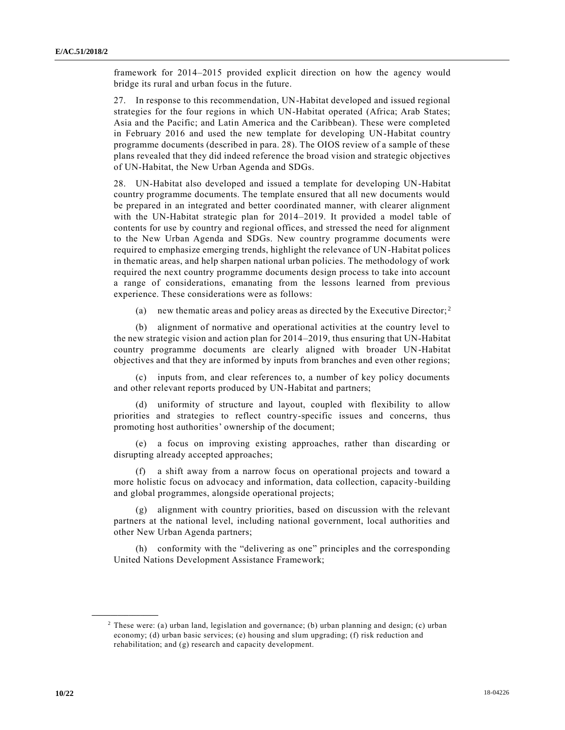framework for 2014–2015 provided explicit direction on how the agency would bridge its rural and urban focus in the future.

27. In response to this recommendation, UN-Habitat developed and issued regional strategies for the four regions in which UN-Habitat operated (Africa; Arab States; Asia and the Pacific; and Latin America and the Caribbean). These were completed in February 2016 and used the new template for developing UN-Habitat country programme documents (described in para. 28). The OIOS review of a sample of these plans revealed that they did indeed reference the broad vision and strategic objectives of UN-Habitat, the New Urban Agenda and SDGs.

28. UN-Habitat also developed and issued a template for developing UN-Habitat country programme documents. The template ensured that all new documents would be prepared in an integrated and better coordinated manner, with clearer alignment with the UN-Habitat strategic plan for 2014–2019. It provided a model table of contents for use by country and regional offices, and stressed the need for alignment to the New Urban Agenda and SDGs. New country programme documents were required to emphasize emerging trends, highlight the relevance of UN-Habitat polices in thematic areas, and help sharpen national urban policies. The methodology of work required the next country programme documents design process to take into account a range of considerations, emanating from the lessons learned from previous experience. These considerations were as follows:

(a) new thematic areas and policy areas as directed by the Executive Director;[2]

(b) alignment of normative and operational activities at the country level to the new strategic vision and action plan for 2014–2019, thus ensuring that UN-Habitat country programme documents are clearly aligned with broader UN-Habitat objectives and that they are informed by inputs from branches and even other regions;

(c) inputs from, and clear references to, a number of key policy documents and other relevant reports produced by UN-Habitat and partners;

(d) uniformity of structure and layout, coupled with flexibility to allow priorities and strategies to reflect country-specific issues and concerns, thus promoting host authorities' ownership of the document;

(e) a focus on improving existing approaches, rather than discarding or disrupting already accepted approaches;

(f) a shift away from a narrow focus on operational projects and toward a more holistic focus on advocacy and information, data collection, capacity-building and global programmes, alongside operational projects;

(g) alignment with country priorities, based on discussion with the relevant partners at the national level, including national government, local authorities and other New Urban Agenda partners;

(h) conformity with the "delivering as one" principles and the corresponding United Nations Development Assistance Framework;

---

[2] These were: (a) urban land, legislation and governance; (b) urban planning and design; (c) urban economy; (d) urban basic services; (e) housing and slum upgrading; (f) risk reduction and rehabilitation; and (g) research and capacity development.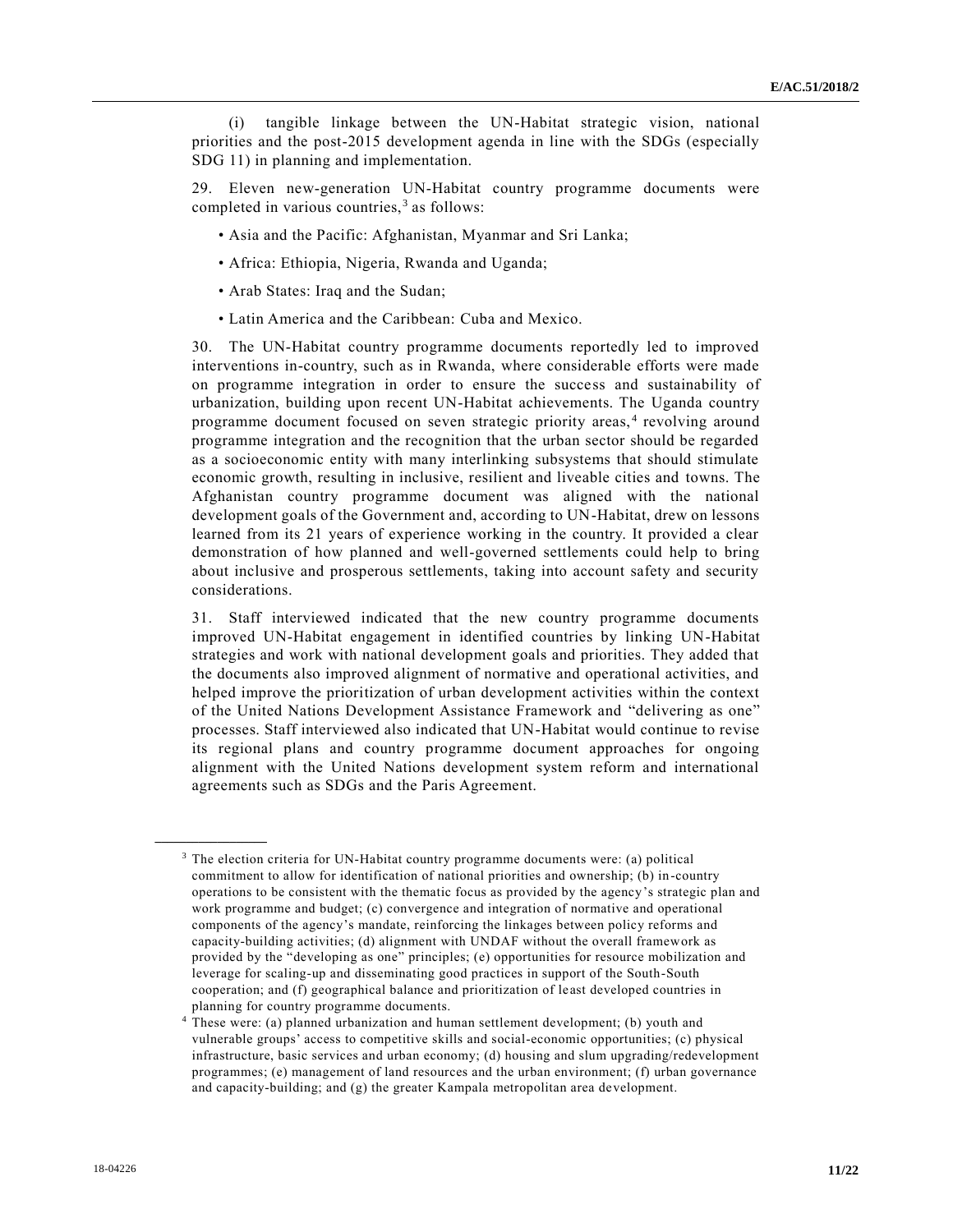(i) tangible linkage between the UN-Habitat strategic vision, national priorities and the post-2015 development agenda in line with the SDGs (especially SDG 11) in planning and implementation.

29. Eleven new-generation UN-Habitat country programme documents were completed in various countries,[3] as follows:

- Asia and the Pacific: Afghanistan, Myanmar and Sri Lanka;
- Africa: Ethiopia, Nigeria, Rwanda and Uganda;
- Arab States: Iraq and the Sudan;
- Latin America and the Caribbean: Cuba and Mexico.

30. The UN-Habitat country programme documents reportedly led to improved interventions in-country, such as in Rwanda, where considerable efforts were made on programme integration in order to ensure the success and sustainability of urbanization, building upon recent UN-Habitat achievements. The Uganda country programme document focused on seven strategic priority areas,[4] revolving around programme integration and the recognition that the urban sector should be regarded as a socioeconomic entity with many interlinking subsystems that should stimulate economic growth, resulting in inclusive, resilient and liveable cities and towns. The Afghanistan country programme document was aligned with the national development goals of the Government and, according to UN-Habitat, drew on lessons learned from its 21 years of experience working in the country. It provided a clear demonstration of how planned and well-governed settlements could help to bring about inclusive and prosperous settlements, taking into account safety and security considerations.

31. Staff interviewed indicated that the new country programme documents improved UN-Habitat engagement in identified countries by linking UN-Habitat strategies and work with national development goals and priorities. They added that the documents also improved alignment of normative and operational activities, and helped improve the prioritization of urban development activities within the context of the United Nations Development Assistance Framework and "delivering as one" processes. Staff interviewed also indicated that UN-Habitat would continue to revise its regional plans and country programme document approaches for ongoing alignment with the United Nations development system reform and international agreements such as SDGs and the Paris Agreement.

---

[3] The election criteria for UN-Habitat country programme documents were: (a) political commitment to allow for identification of national priorities and ownership; (b) in-country operations to be consistent with the thematic focus as provided by the agency's strategic plan and work programme and budget; (c) convergence and integration of normative and operational components of the agency's mandate, reinforcing the linkages between policy reforms and capacity-building activities; (d) alignment with UNDAF without the overall framework as provided by the "developing as one" principles; (e) opportunities for resource mobilization and leverage for scaling-up and disseminating good practices in support of the South-South cooperation; and (f) geographical balance and prioritization of least developed countries in planning for country programme documents.

[4] These were: (a) planned urbanization and human settlement development; (b) youth and vulnerable groups' access to competitive skills and social-economic opportunities; (c) physical infrastructure, basic services and urban economy; (d) housing and slum upgrading/redevelopment programmes; (e) management of land resources and the urban environment; (f) urban governance and capacity-building; and (g) the greater Kampala metropolitan area development.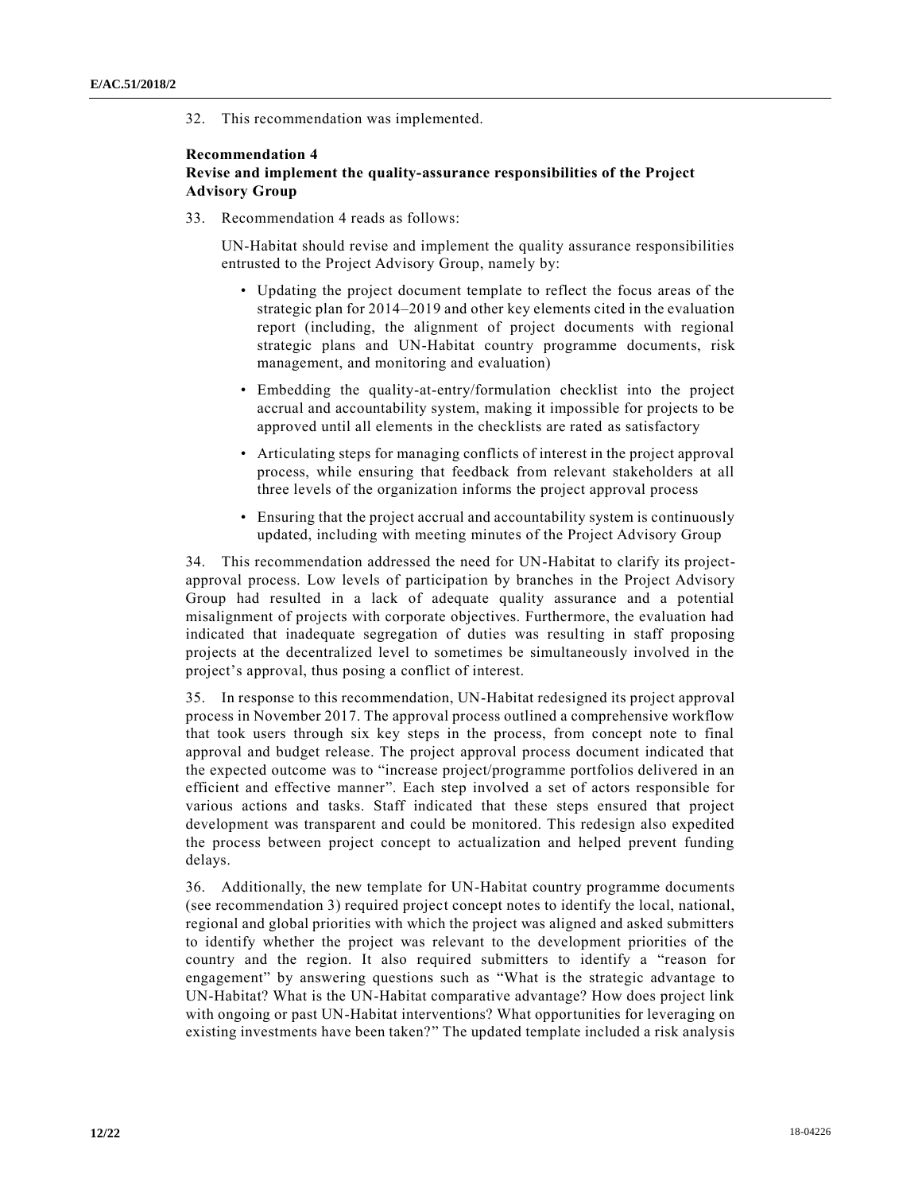32. This recommendation was implemented.

**Recommendation 4**
**Revise and implement the quality-assurance responsibilities of the Project Advisory Group**

33. Recommendation 4 reads as follows:

> UN-Habitat should revise and implement the quality assurance responsibilities entrusted to the Project Advisory Group, namely by:
>
> - Updating the project document template to reflect the focus areas of the strategic plan for 2014–2019 and other key elements cited in the evaluation report (including, the alignment of project documents with regional strategic plans and UN-Habitat country programme documents, risk management, and monitoring and evaluation)
> - Embedding the quality-at-entry/formulation checklist into the project accrual and accountability system, making it impossible for projects to be approved until all elements in the checklists are rated as satisfactory
> - Articulating steps for managing conflicts of interest in the project approval process, while ensuring that feedback from relevant stakeholders at all three levels of the organization informs the project approval process
> - Ensuring that the project accrual and accountability system is continuously updated, including with meeting minutes of the Project Advisory Group

34. This recommendation addressed the need for UN-Habitat to clarify its project-approval process. Low levels of participation by branches in the Project Advisory Group had resulted in a lack of adequate quality assurance and a potential misalignment of projects with corporate objectives. Furthermore, the evaluation had indicated that inadequate segregation of duties was resulting in staff proposing projects at the decentralized level to sometimes be simultaneously involved in the project's approval, thus posing a conflict of interest.

35. In response to this recommendation, UN-Habitat redesigned its project approval process in November 2017. The approval process outlined a comprehensive workflow that took users through six key steps in the process, from concept note to final approval and budget release. The project approval process document indicated that the expected outcome was to "increase project/programme portfolios delivered in an efficient and effective manner". Each step involved a set of actors responsible for various actions and tasks. Staff indicated that these steps ensured that project development was transparent and could be monitored. This redesign also expedited the process between project concept to actualization and helped prevent funding delays.

36. Additionally, the new template for UN-Habitat country programme documents (see recommendation 3) required project concept notes to identify the local, national, regional and global priorities with which the project was aligned and asked submitters to identify whether the project was relevant to the development priorities of the country and the region. It also required submitters to identify a "reason for engagement" by answering questions such as "What is the strategic advantage to UN-Habitat? What is the UN-Habitat comparative advantage? How does project link with ongoing or past UN-Habitat interventions? What opportunities for leveraging on existing investments have been taken?" The updated template included a risk analysis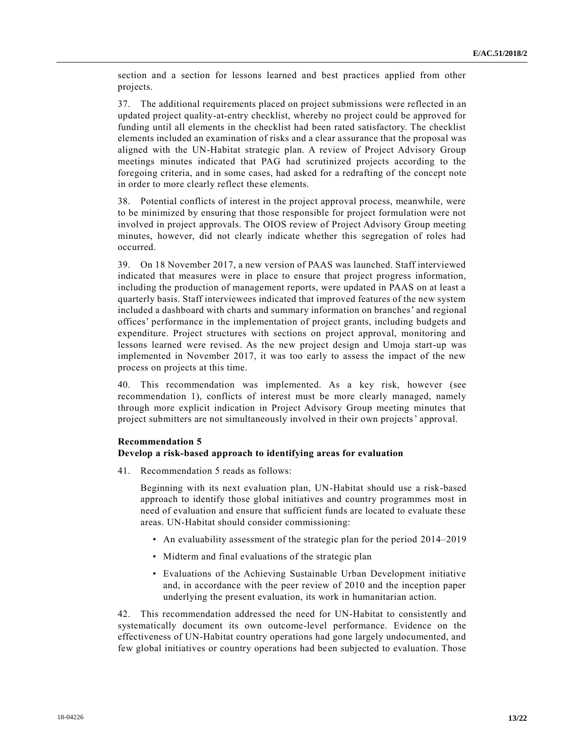section and a section for lessons learned and best practices applied from other projects.

37. The additional requirements placed on project submissions were reflected in an updated project quality-at-entry checklist, whereby no project could be approved for funding until all elements in the checklist had been rated satisfactory. The checklist elements included an examination of risks and a clear assurance that the proposal was aligned with the UN-Habitat strategic plan. A review of Project Advisory Group meetings minutes indicated that PAG had scrutinized projects according to the foregoing criteria, and in some cases, had asked for a redrafting of the concept note in order to more clearly reflect these elements.

38. Potential conflicts of interest in the project approval process, meanwhile, were to be minimized by ensuring that those responsible for project formulation were not involved in project approvals. The OIOS review of Project Advisory Group meeting minutes, however, did not clearly indicate whether this segregation of roles had occurred.

39. On 18 November 2017, a new version of PAAS was launched. Staff interviewed indicated that measures were in place to ensure that project progress information, including the production of management reports, were updated in PAAS on at least a quarterly basis. Staff interviewees indicated that improved features of the new system included a dashboard with charts and summary information on branches' and regional offices' performance in the implementation of project grants, including budgets and expenditure. Project structures with sections on project approval, monitoring and lessons learned were revised. As the new project design and Umoja start-up was implemented in November 2017, it was too early to assess the impact of the new process on projects at this time.

40. This recommendation was implemented. As a key risk, however (see recommendation 1), conflicts of interest must be more clearly managed, namely through more explicit indication in Project Advisory Group meeting minutes that project submitters are not simultaneously involved in their own projects' approval.

**Recommendation 5**
**Develop a risk-based approach to identifying areas for evaluation**

41. Recommendation 5 reads as follows:

> Beginning with its next evaluation plan, UN-Habitat should use a risk-based approach to identify those global initiatives and country programmes most in need of evaluation and ensure that sufficient funds are located to evaluate these areas. UN-Habitat should consider commissioning:
>
> - An evaluability assessment of the strategic plan for the period 2014–2019
> - Midterm and final evaluations of the strategic plan
> - Evaluations of the Achieving Sustainable Urban Development initiative and, in accordance with the peer review of 2010 and the inception paper underlying the present evaluation, its work in humanitarian action.

42. This recommendation addressed the need for UN-Habitat to consistently and systematically document its own outcome-level performance. Evidence on the effectiveness of UN-Habitat country operations had gone largely undocumented, and few global initiatives or country operations had been subjected to evaluation. Those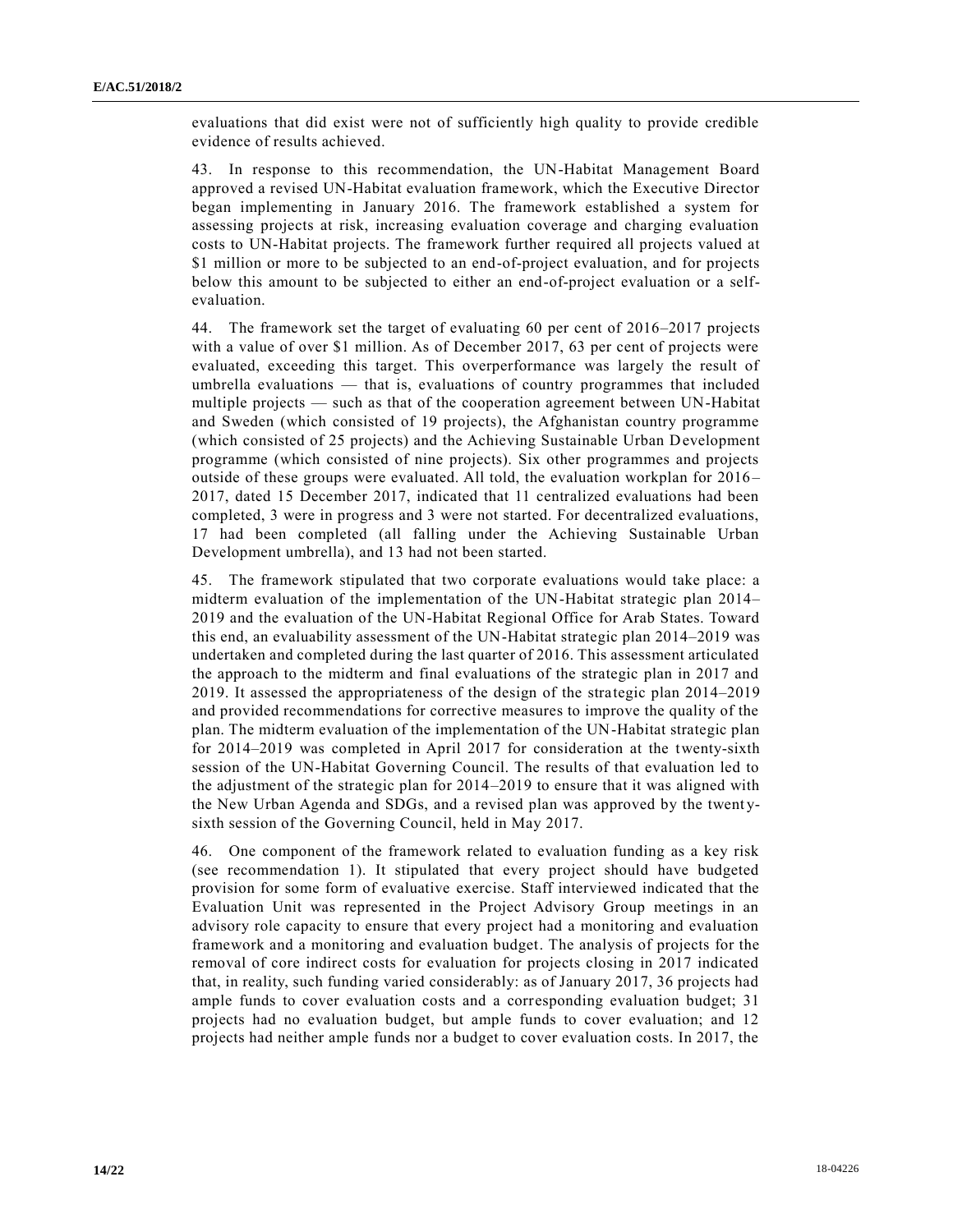evaluations that did exist were not of sufficiently high quality to provide credible evidence of results achieved.

43. In response to this recommendation, the UN-Habitat Management Board approved a revised UN-Habitat evaluation framework, which the Executive Director began implementing in January 2016. The framework established a system for assessing projects at risk, increasing evaluation coverage and charging evaluation costs to UN-Habitat projects. The framework further required all projects valued at $1 million or more to be subjected to an end-of-project evaluation, and for projects below this amount to be subjected to either an end-of-project evaluation or a self-evaluation.

44. The framework set the target of evaluating 60 per cent of 2016–2017 projects with a value of over $1 million. As of December 2017, 63 per cent of projects were evaluated, exceeding this target. This overperformance was largely the result of umbrella evaluations — that is, evaluations of country programmes that included multiple projects — such as that of the cooperation agreement between UN-Habitat and Sweden (which consisted of 19 projects), the Afghanistan country programme (which consisted of 25 projects) and the Achieving Sustainable Urban Development programme (which consisted of nine projects). Six other programmes and projects outside of these groups were evaluated. All told, the evaluation workplan for 2016–2017, dated 15 December 2017, indicated that 11 centralized evaluations had been completed, 3 were in progress and 3 were not started. For decentralized evaluations, 17 had been completed (all falling under the Achieving Sustainable Urban Development umbrella), and 13 had not been started.

45. The framework stipulated that two corporate evaluations would take place: a midterm evaluation of the implementation of the UN-Habitat strategic plan 2014–2019 and the evaluation of the UN-Habitat Regional Office for Arab States. Toward this end, an evaluability assessment of the UN-Habitat strategic plan 2014–2019 was undertaken and completed during the last quarter of 2016. This assessment articulated the approach to the midterm and final evaluations of the strategic plan in 2017 and 2019. It assessed the appropriateness of the design of the strategic plan 2014–2019 and provided recommendations for corrective measures to improve the quality of the plan. The midterm evaluation of the implementation of the UN-Habitat strategic plan for 2014–2019 was completed in April 2017 for consideration at the twenty-sixth session of the UN-Habitat Governing Council. The results of that evaluation led to the adjustment of the strategic plan for 2014–2019 to ensure that it was aligned with the New Urban Agenda and SDGs, and a revised plan was approved by the twenty-sixth session of the Governing Council, held in May 2017.

46. One component of the framework related to evaluation funding as a key risk (see recommendation 1). It stipulated that every project should have budgeted provision for some form of evaluative exercise. Staff interviewed indicated that the Evaluation Unit was represented in the Project Advisory Group meetings in an advisory role capacity to ensure that every project had a monitoring and evaluation framework and a monitoring and evaluation budget. The analysis of projects for the removal of core indirect costs for evaluation for projects closing in 2017 indicated that, in reality, such funding varied considerably: as of January 2017, 36 projects had ample funds to cover evaluation costs and a corresponding evaluation budget; 31 projects had no evaluation budget, but ample funds to cover evaluation; and 12 projects had neither ample funds nor a budget to cover evaluation costs. In 2017, the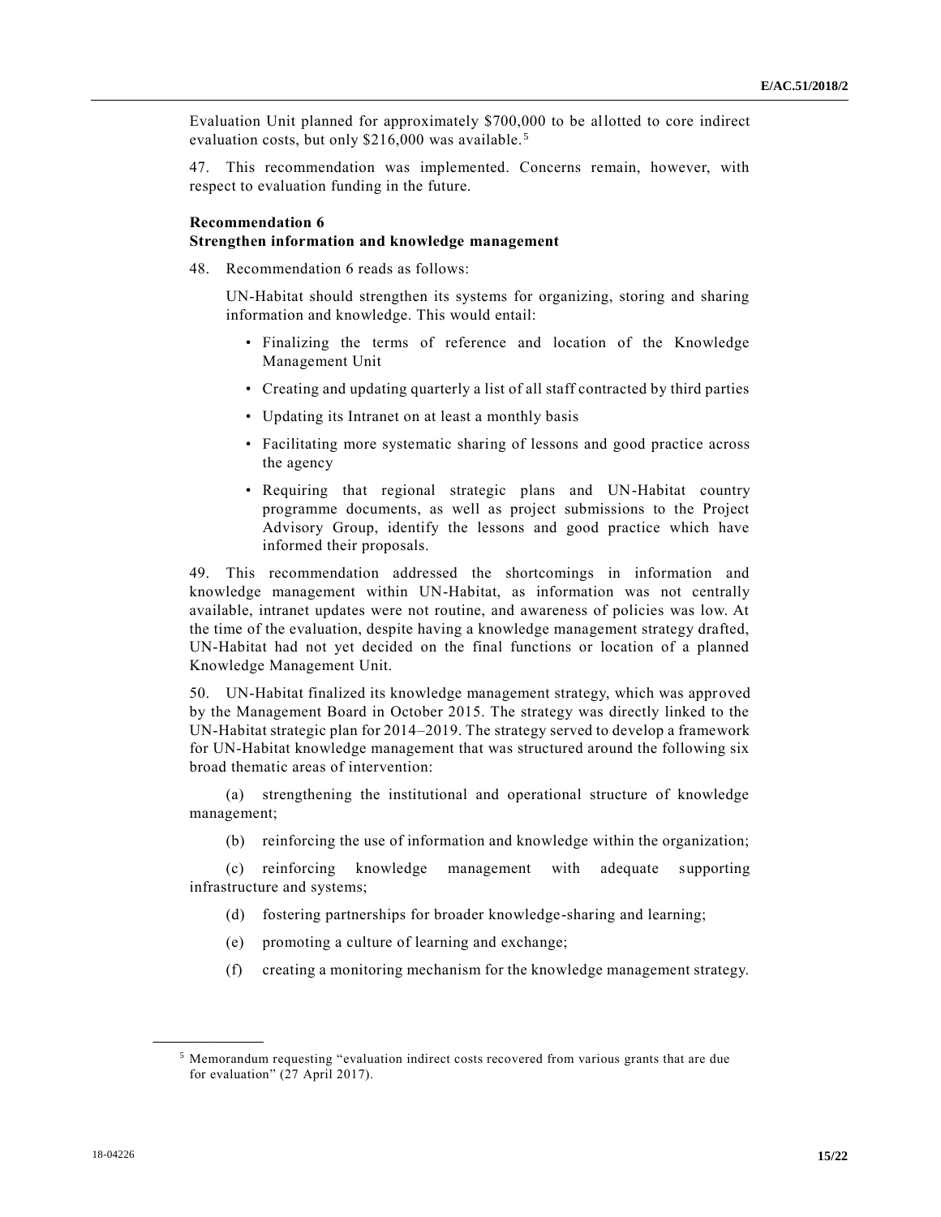Evaluation Unit planned for approximately $700,000 to be allotted to core indirect evaluation costs, but only $216,000 was available.[5]

47. This recommendation was implemented. Concerns remain, however, with respect to evaluation funding in the future.

**Recommendation 6**
**Strengthen information and knowledge management**

48. Recommendation 6 reads as follows:

> UN-Habitat should strengthen its systems for organizing, storing and sharing information and knowledge. This would entail:
>
> - Finalizing the terms of reference and location of the Knowledge Management Unit
> - Creating and updating quarterly a list of all staff contracted by third parties
> - Updating its Intranet on at least a monthly basis
> - Facilitating more systematic sharing of lessons and good practice across the agency
> - Requiring that regional strategic plans and UN-Habitat country programme documents, as well as project submissions to the Project Advisory Group, identify the lessons and good practice which have informed their proposals.

49. This recommendation addressed the shortcomings in information and knowledge management within UN-Habitat, as information was not centrally available, intranet updates were not routine, and awareness of policies was low. At the time of the evaluation, despite having a knowledge management strategy drafted, UN-Habitat had not yet decided on the final functions or location of a planned Knowledge Management Unit.

50. UN-Habitat finalized its knowledge management strategy, which was approved by the Management Board in October 2015. The strategy was directly linked to the UN-Habitat strategic plan for 2014–2019. The strategy served to develop a framework for UN-Habitat knowledge management that was structured around the following six broad thematic areas of intervention:

(a) strengthening the institutional and operational structure of knowledge management;

(b) reinforcing the use of information and knowledge within the organization;

(c) reinforcing knowledge management with adequate supporting infrastructure and systems;

(d) fostering partnerships for broader knowledge-sharing and learning;

(e) promoting a culture of learning and exchange;

(f) creating a monitoring mechanism for the knowledge management strategy.

---

[5] Memorandum requesting "evaluation indirect costs recovered from various grants that are due for evaluation" (27 April 2017).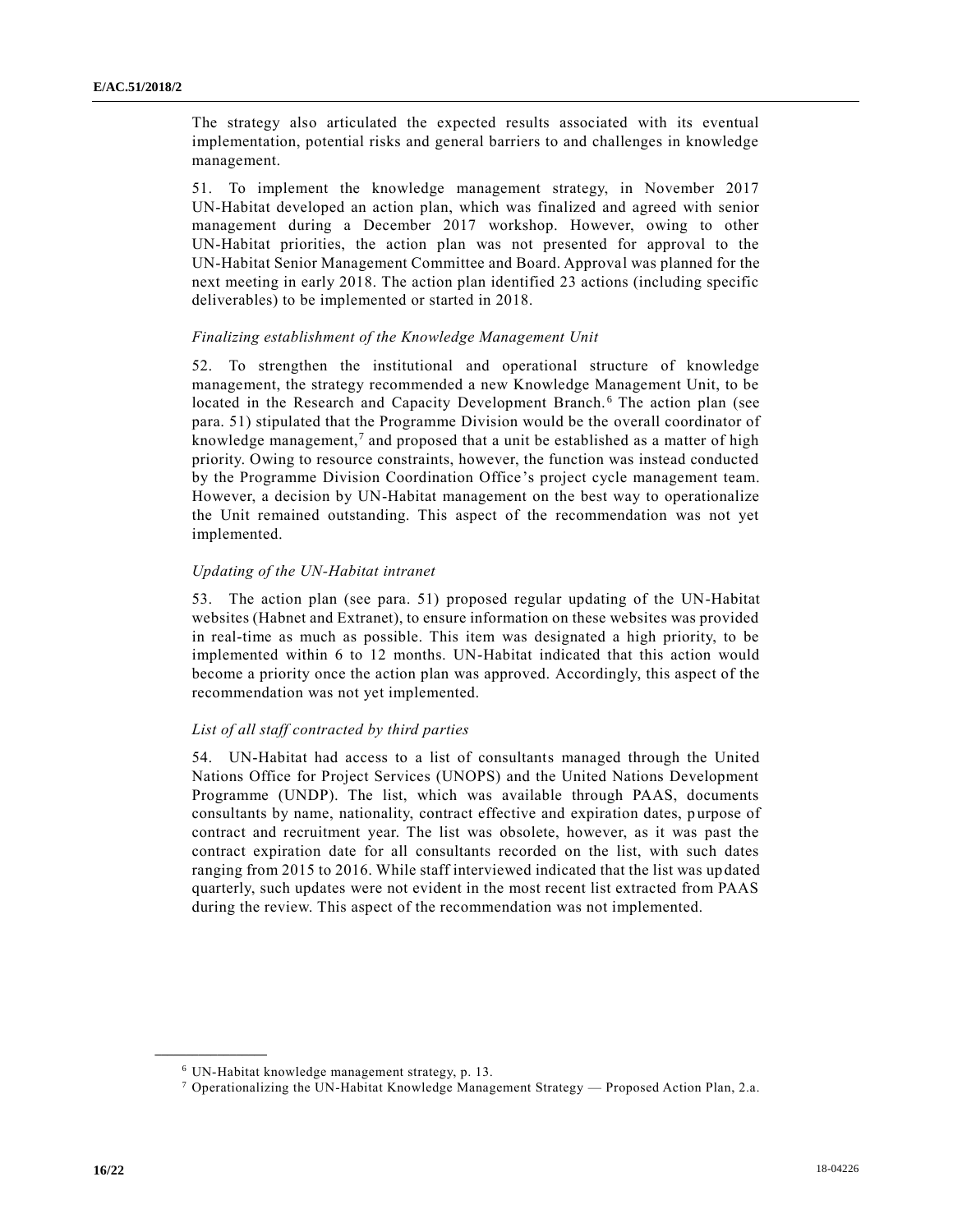The strategy also articulated the expected results associated with its eventual implementation, potential risks and general barriers to and challenges in knowledge management.

51. To implement the knowledge management strategy, in November 2017 UN-Habitat developed an action plan, which was finalized and agreed with senior management during a December 2017 workshop. However, owing to other UN-Habitat priorities, the action plan was not presented for approval to the UN-Habitat Senior Management Committee and Board. Approval was planned for the next meeting in early 2018. The action plan identified 23 actions (including specific deliverables) to be implemented or started in 2018.

*Finalizing establishment of the Knowledge Management Unit*

52. To strengthen the institutional and operational structure of knowledge management, the strategy recommended a new Knowledge Management Unit, to be located in the Research and Capacity Development Branch.[6] The action plan (see para. 51) stipulated that the Programme Division would be the overall coordinator of knowledge management,[7] and proposed that a unit be established as a matter of high priority. Owing to resource constraints, however, the function was instead conducted by the Programme Division Coordination Office's project cycle management team. However, a decision by UN-Habitat management on the best way to operationalize the Unit remained outstanding. This aspect of the recommendation was not yet implemented.

*Updating of the UN-Habitat intranet*

53. The action plan (see para. 51) proposed regular updating of the UN-Habitat websites (Habnet and Extranet), to ensure information on these websites was provided in real-time as much as possible. This item was designated a high priority, to be implemented within 6 to 12 months. UN-Habitat indicated that this action would become a priority once the action plan was approved. Accordingly, this aspect of the recommendation was not yet implemented.

*List of all staff contracted by third parties*

54. UN-Habitat had access to a list of consultants managed through the United Nations Office for Project Services (UNOPS) and the United Nations Development Programme (UNDP). The list, which was available through PAAS, documents consultants by name, nationality, contract effective and expiration dates, purpose of contract and recruitment year. The list was obsolete, however, as it was past the contract expiration date for all consultants recorded on the list, with such dates ranging from 2015 to 2016. While staff interviewed indicated that the list was updated quarterly, such updates were not evident in the most recent list extracted from PAAS during the review. This aspect of the recommendation was not implemented.

---

[6] UN-Habitat knowledge management strategy, p. 13.

[7] Operationalizing the UN-Habitat Knowledge Management Strategy — Proposed Action Plan, 2.a.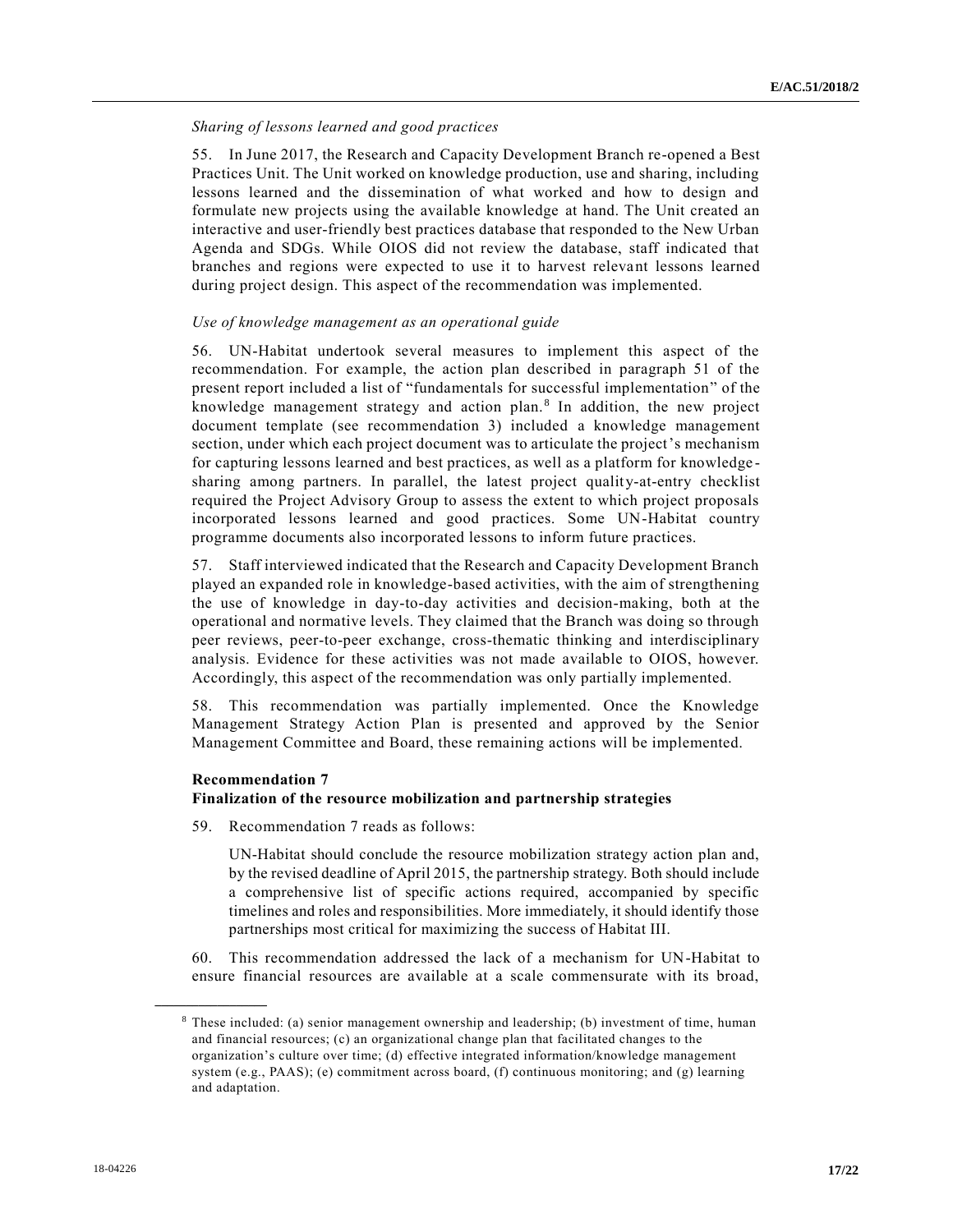*Sharing of lessons learned and good practices*

55. In June 2017, the Research and Capacity Development Branch re-opened a Best Practices Unit. The Unit worked on knowledge production, use and sharing, including lessons learned and the dissemination of what worked and how to design and formulate new projects using the available knowledge at hand. The Unit created an interactive and user-friendly best practices database that responded to the New Urban Agenda and SDGs. While OIOS did not review the database, staff indicated that branches and regions were expected to use it to harvest relevant lessons learned during project design. This aspect of the recommendation was implemented.

*Use of knowledge management as an operational guide*

56. UN-Habitat undertook several measures to implement this aspect of the recommendation. For example, the action plan described in paragraph 51 of the present report included a list of "fundamentals for successful implementation" of the knowledge management strategy and action plan.[8] In addition, the new project document template (see recommendation 3) included a knowledge management section, under which each project document was to articulate the project's mechanism for capturing lessons learned and best practices, as well as a platform for knowledge-sharing among partners. In parallel, the latest project quality-at-entry checklist required the Project Advisory Group to assess the extent to which project proposals incorporated lessons learned and good practices. Some UN-Habitat country programme documents also incorporated lessons to inform future practices.

57. Staff interviewed indicated that the Research and Capacity Development Branch played an expanded role in knowledge-based activities, with the aim of strengthening the use of knowledge in day-to-day activities and decision-making, both at the operational and normative levels. They claimed that the Branch was doing so through peer reviews, peer-to-peer exchange, cross-thematic thinking and interdisciplinary analysis. Evidence for these activities was not made available to OIOS, however. Accordingly, this aspect of the recommendation was only partially implemented.

58. This recommendation was partially implemented. Once the Knowledge Management Strategy Action Plan is presented and approved by the Senior Management Committee and Board, these remaining actions will be implemented.

**Recommendation 7**
**Finalization of the resource mobilization and partnership strategies**

59. Recommendation 7 reads as follows:

> UN-Habitat should conclude the resource mobilization strategy action plan and, by the revised deadline of April 2015, the partnership strategy. Both should include a comprehensive list of specific actions required, accompanied by specific timelines and roles and responsibilities. More immediately, it should identify those partnerships most critical for maximizing the success of Habitat III.

60. This recommendation addressed the lack of a mechanism for UN-Habitat to ensure financial resources are available at a scale commensurate with its broad,

---

[8] These included: (a) senior management ownership and leadership; (b) investment of time, human and financial resources; (c) an organizational change plan that facilitated changes to the organization's culture over time; (d) effective integrated information/knowledge management system (e.g., PAAS); (e) commitment across board, (f) continuous monitoring; and (g) learning and adaptation.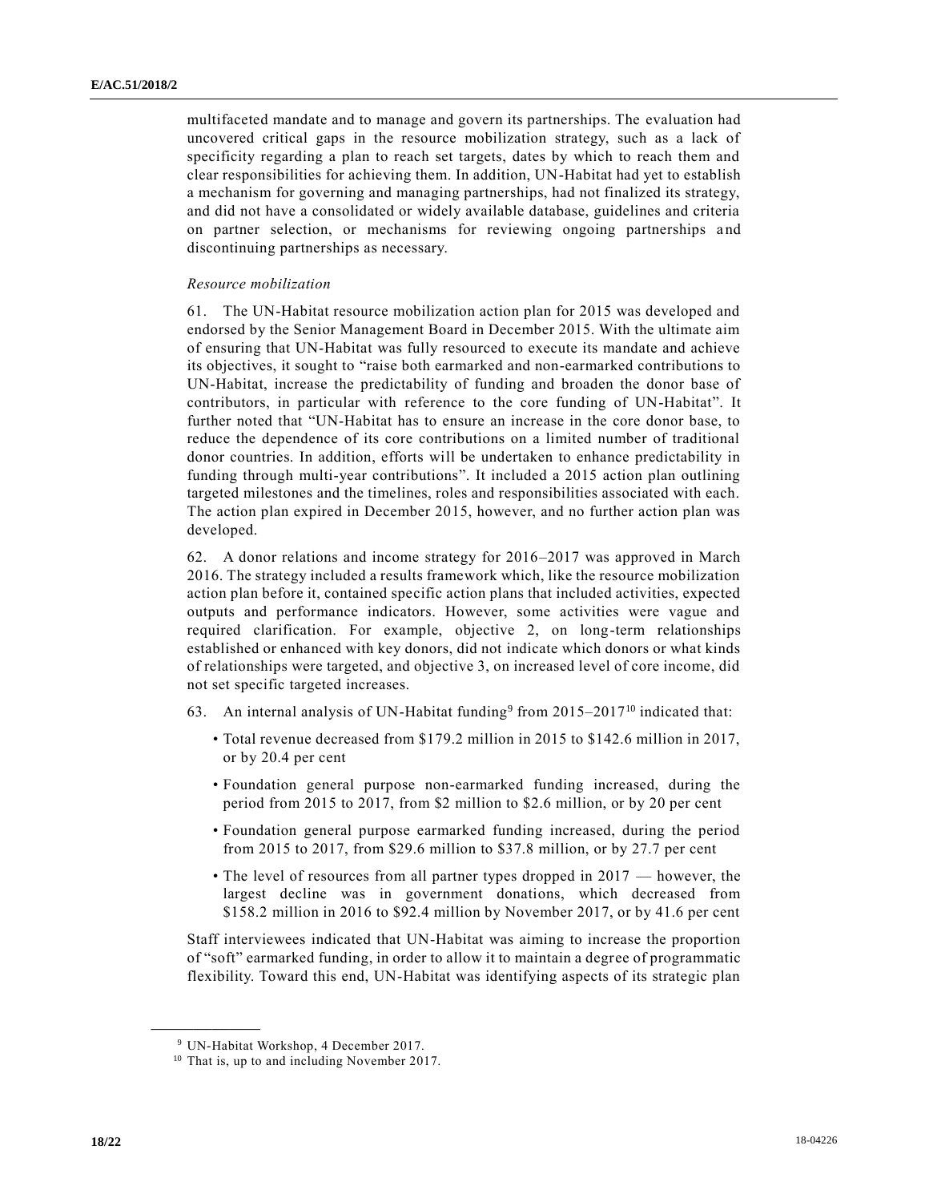multifaceted mandate and to manage and govern its partnerships. The evaluation had uncovered critical gaps in the resource mobilization strategy, such as a lack of specificity regarding a plan to reach set targets, dates by which to reach them and clear responsibilities for achieving them. In addition, UN-Habitat had yet to establish a mechanism for governing and managing partnerships, had not finalized its strategy, and did not have a consolidated or widely available database, guidelines and criteria on partner selection, or mechanisms for reviewing ongoing partnerships and discontinuing partnerships as necessary.

*Resource mobilization*

61. The UN-Habitat resource mobilization action plan for 2015 was developed and endorsed by the Senior Management Board in December 2015. With the ultimate aim of ensuring that UN-Habitat was fully resourced to execute its mandate and achieve its objectives, it sought to "raise both earmarked and non-earmarked contributions to UN-Habitat, increase the predictability of funding and broaden the donor base of contributors, in particular with reference to the core funding of UN-Habitat". It further noted that "UN-Habitat has to ensure an increase in the core donor base, to reduce the dependence of its core contributions on a limited number of traditional donor countries. In addition, efforts will be undertaken to enhance predictability in funding through multi-year contributions". It included a 2015 action plan outlining targeted milestones and the timelines, roles and responsibilities associated with each. The action plan expired in December 2015, however, and no further action plan was developed.

62. A donor relations and income strategy for 2016–2017 was approved in March 2016. The strategy included a results framework which, like the resource mobilization action plan before it, contained specific action plans that included activities, expected outputs and performance indicators. However, some activities were vague and required clarification. For example, objective 2, on long-term relationships established or enhanced with key donors, did not indicate which donors or what kinds of relationships were targeted, and objective 3, on increased level of core income, did not set specific targeted increases.

63. An internal analysis of UN-Habitat funding[9] from 2015–2017[10] indicated that:

- Total revenue decreased from $179.2 million in 2015 to $142.6 million in 2017, or by 20.4 per cent
- Foundation general purpose non-earmarked funding increased, during the period from 2015 to 2017, from $2 million to $2.6 million, or by 20 per cent
- Foundation general purpose earmarked funding increased, during the period from 2015 to 2017, from $29.6 million to $37.8 million, or by 27.7 per cent
- The level of resources from all partner types dropped in 2017 — however, the largest decline was in government donations, which decreased from $158.2 million in 2016 to $92.4 million by November 2017, or by 41.6 per cent

Staff interviewees indicated that UN-Habitat was aiming to increase the proportion of "soft" earmarked funding, in order to allow it to maintain a degree of programmatic flexibility. Toward this end, UN-Habitat was identifying aspects of its strategic plan

---

[9] UN-Habitat Workshop, 4 December 2017.

[10] That is, up to and including November 2017.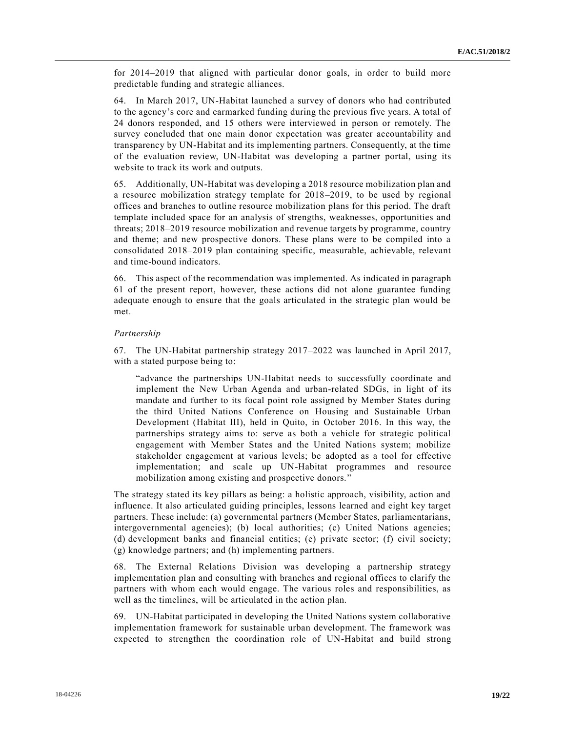for 2014–2019 that aligned with particular donor goals, in order to build more predictable funding and strategic alliances.

64. In March 2017, UN-Habitat launched a survey of donors who had contributed to the agency's core and earmarked funding during the previous five years. A total of 24 donors responded, and 15 others were interviewed in person or remotely. The survey concluded that one main donor expectation was greater accountability and transparency by UN-Habitat and its implementing partners. Consequently, at the time of the evaluation review, UN-Habitat was developing a partner portal, using its website to track its work and outputs.

65. Additionally, UN-Habitat was developing a 2018 resource mobilization plan and a resource mobilization strategy template for 2018–2019, to be used by regional offices and branches to outline resource mobilization plans for this period. The draft template included space for an analysis of strengths, weaknesses, opportunities and threats; 2018–2019 resource mobilization and revenue targets by programme, country and theme; and new prospective donors. These plans were to be compiled into a consolidated 2018–2019 plan containing specific, measurable, achievable, relevant and time-bound indicators.

66. This aspect of the recommendation was implemented. As indicated in paragraph 61 of the present report, however, these actions did not alone guarantee funding adequate enough to ensure that the goals articulated in the strategic plan would be met.

*Partnership*

67. The UN-Habitat partnership strategy 2017–2022 was launched in April 2017, with a stated purpose being to:

> "advance the partnerships UN-Habitat needs to successfully coordinate and implement the New Urban Agenda and urban-related SDGs, in light of its mandate and further to its focal point role assigned by Member States during the third United Nations Conference on Housing and Sustainable Urban Development (Habitat III), held in Quito, in October 2016. In this way, the partnerships strategy aims to: serve as both a vehicle for strategic political engagement with Member States and the United Nations system; mobilize stakeholder engagement at various levels; be adopted as a tool for effective implementation; and scale up UN-Habitat programmes and resource mobilization among existing and prospective donors."

The strategy stated its key pillars as being: a holistic approach, visibility, action and influence. It also articulated guiding principles, lessons learned and eight key target partners. These include: (a) governmental partners (Member States, parliamentarians, intergovernmental agencies); (b) local authorities; (c) United Nations agencies; (d) development banks and financial entities; (e) private sector; (f) civil society; (g) knowledge partners; and (h) implementing partners.

68. The External Relations Division was developing a partnership strategy implementation plan and consulting with branches and regional offices to clarify the partners with whom each would engage. The various roles and responsibilities, as well as the timelines, will be articulated in the action plan.

69. UN-Habitat participated in developing the United Nations system collaborative implementation framework for sustainable urban development. The framework was expected to strengthen the coordination role of UN-Habitat and build strong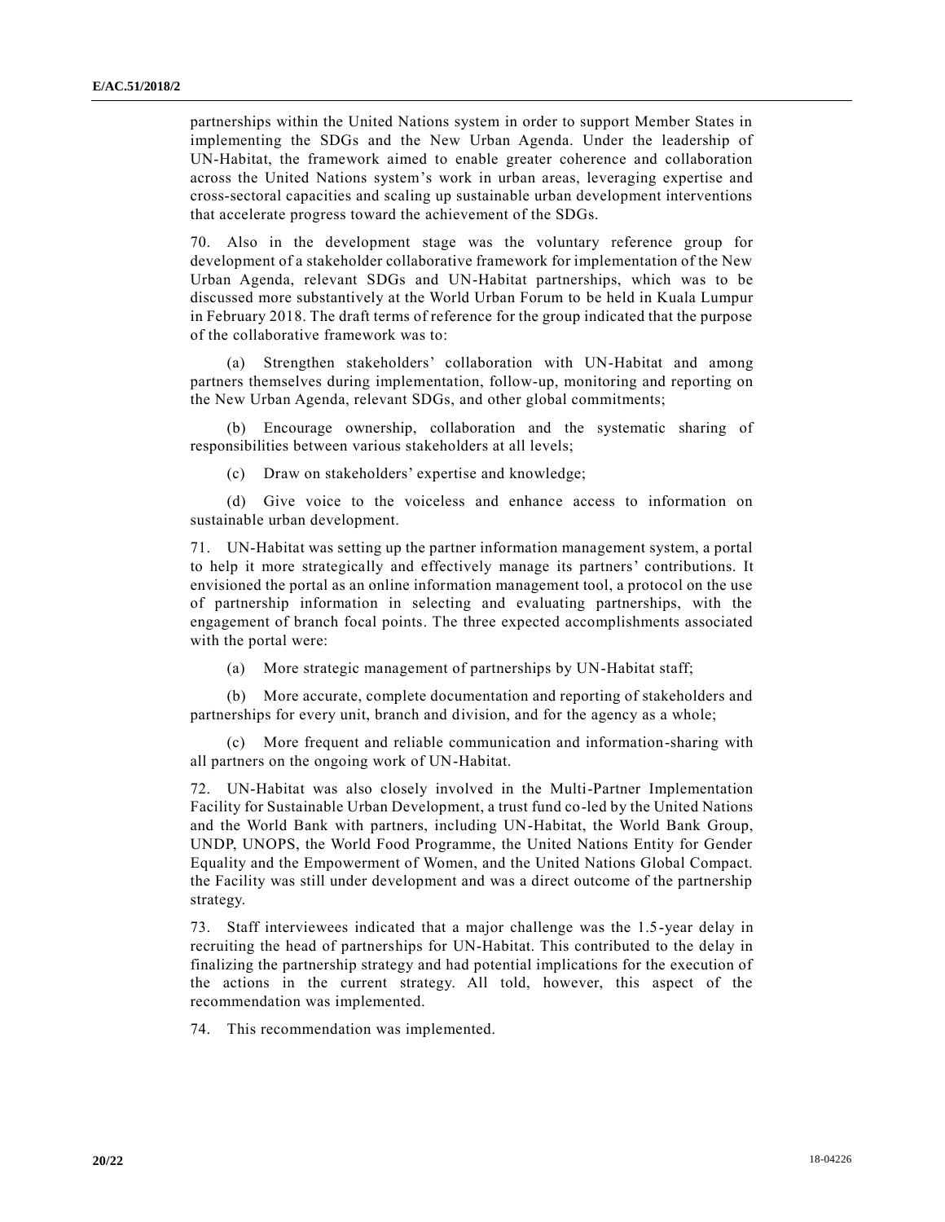partnerships within the United Nations system in order to support Member States in implementing the SDGs and the New Urban Agenda. Under the leadership of UN-Habitat, the framework aimed to enable greater coherence and collaboration across the United Nations system's work in urban areas, leveraging expertise and cross-sectoral capacities and scaling up sustainable urban development interventions that accelerate progress toward the achievement of the SDGs.

70. Also in the development stage was the voluntary reference group for development of a stakeholder collaborative framework for implementation of the New Urban Agenda, relevant SDGs and UN-Habitat partnerships, which was to be discussed more substantively at the World Urban Forum to be held in Kuala Lumpur in February 2018. The draft terms of reference for the group indicated that the purpose of the collaborative framework was to:

(a) Strengthen stakeholders' collaboration with UN-Habitat and among partners themselves during implementation, follow-up, monitoring and reporting on the New Urban Agenda, relevant SDGs, and other global commitments;

(b) Encourage ownership, collaboration and the systematic sharing of responsibilities between various stakeholders at all levels;

(c) Draw on stakeholders' expertise and knowledge;

(d) Give voice to the voiceless and enhance access to information on sustainable urban development.

71. UN-Habitat was setting up the partner information management system, a portal to help it more strategically and effectively manage its partners' contributions. It envisioned the portal as an online information management tool, a protocol on the use of partnership information in selecting and evaluating partnerships, with the engagement of branch focal points. The three expected accomplishments associated with the portal were:

(a) More strategic management of partnerships by UN-Habitat staff;

(b) More accurate, complete documentation and reporting of stakeholders and partnerships for every unit, branch and division, and for the agency as a whole;

(c) More frequent and reliable communication and information-sharing with all partners on the ongoing work of UN-Habitat.

72. UN-Habitat was also closely involved in the Multi-Partner Implementation Facility for Sustainable Urban Development, a trust fund co-led by the United Nations and the World Bank with partners, including UN-Habitat, the World Bank Group, UNDP, UNOPS, the World Food Programme, the United Nations Entity for Gender Equality and the Empowerment of Women, and the United Nations Global Compact. the Facility was still under development and was a direct outcome of the partnership strategy.

73. Staff interviewees indicated that a major challenge was the 1.5-year delay in recruiting the head of partnerships for UN-Habitat. This contributed to the delay in finalizing the partnership strategy and had potential implications for the execution of the actions in the current strategy. All told, however, this aspect of the recommendation was implemented.

74. This recommendation was implemented.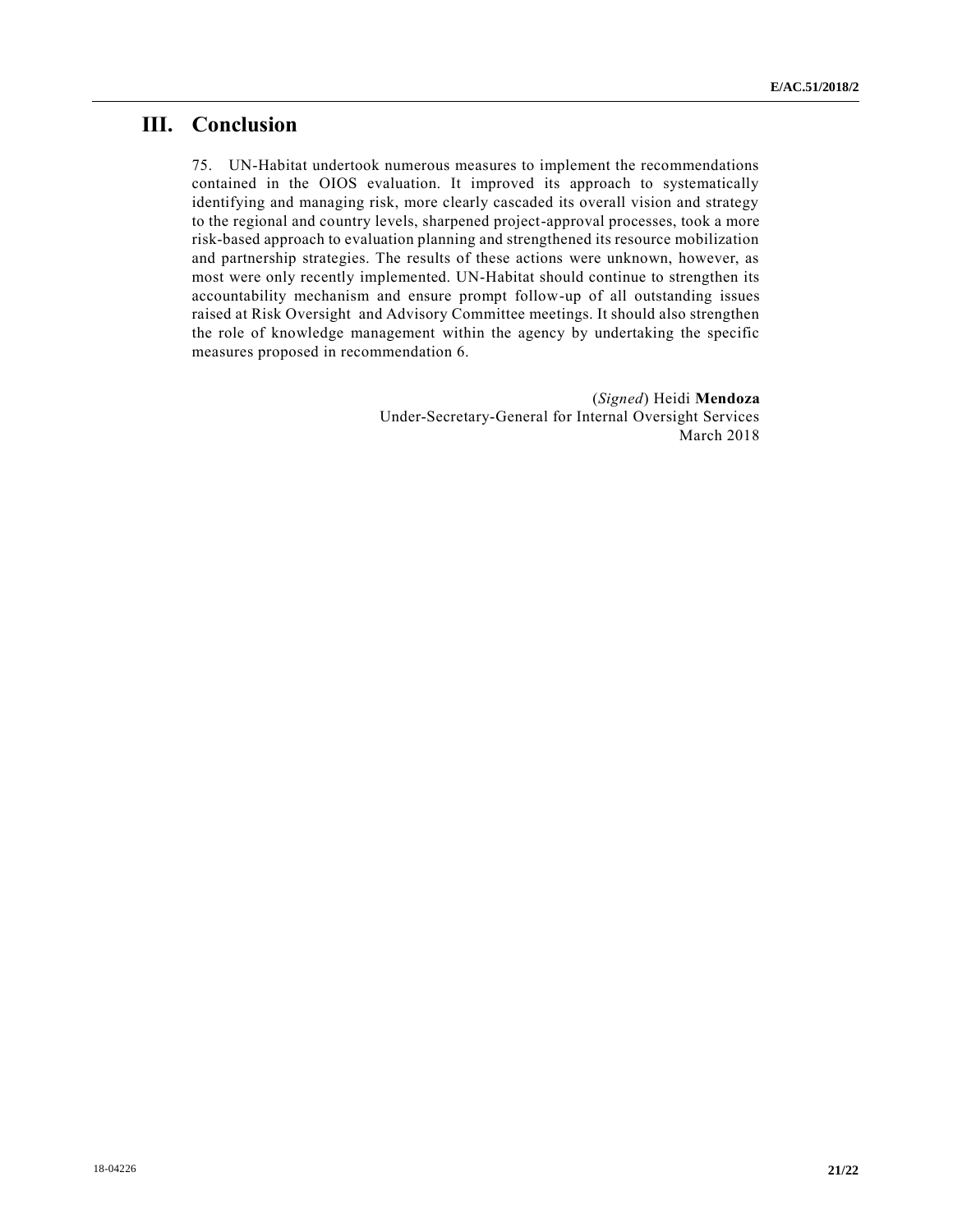# III. Conclusion

75. UN-Habitat undertook numerous measures to implement the recommendations contained in the OIOS evaluation. It improved its approach to systematically identifying and managing risk, more clearly cascaded its overall vision and strategy to the regional and country levels, sharpened project-approval processes, took a more risk-based approach to evaluation planning and strengthened its resource mobilization and partnership strategies. The results of these actions were unknown, however, as most were only recently implemented. UN-Habitat should continue to strengthen its accountability mechanism and ensure prompt follow-up of all outstanding issues raised at Risk Oversight and Advisory Committee meetings. It should also strengthen the role of knowledge management within the agency by undertaking the specific measures proposed in recommendation 6.

(*Signed*) Heidi **Mendoza**
Under-Secretary-General for Internal Oversight Services
March 2018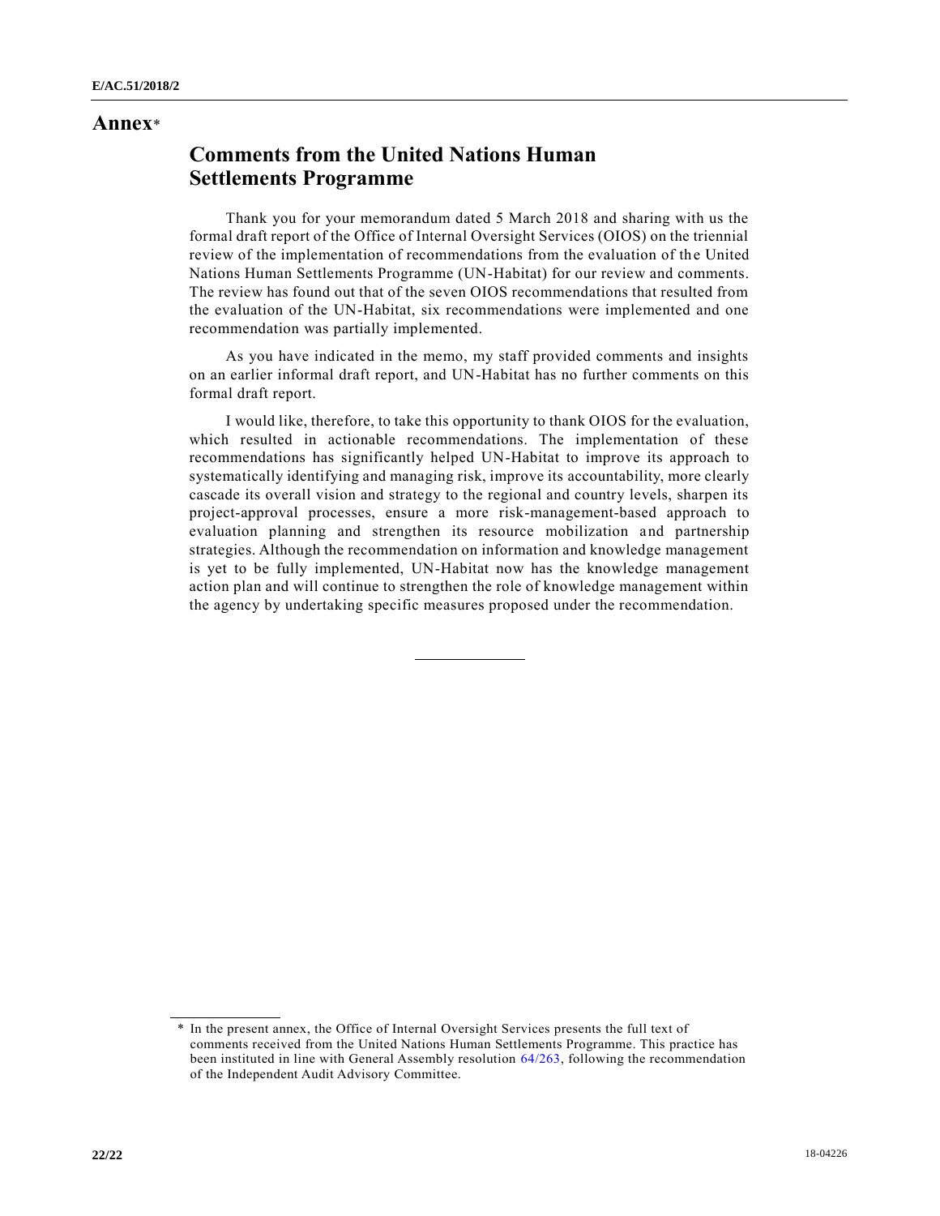# Annex*

## Comments from the United Nations Human Settlements Programme

Thank you for your memorandum dated 5 March 2018 and sharing with us the formal draft report of the Office of Internal Oversight Services (OIOS) on the triennial review of the implementation of recommendations from the evaluation of the United Nations Human Settlements Programme (UN-Habitat) for our review and comments. The review has found out that of the seven OIOS recommendations that resulted from the evaluation of the UN-Habitat, six recommendations were implemented and one recommendation was partially implemented.

As you have indicated in the memo, my staff provided comments and insights on an earlier informal draft report, and UN-Habitat has no further comments on this formal draft report.

I would like, therefore, to take this opportunity to thank OIOS for the evaluation, which resulted in actionable recommendations. The implementation of these recommendations has significantly helped UN-Habitat to improve its approach to systematically identifying and managing risk, improve its accountability, more clearly cascade its overall vision and strategy to the regional and country levels, sharpen its project-approval processes, ensure a more risk-management-based approach to evaluation planning and strengthen its resource mobilization and partnership strategies. Although the recommendation on information and knowledge management is yet to be fully implemented, UN-Habitat now has the knowledge management action plan and will continue to strengthen the role of knowledge management within the agency by undertaking specific measures proposed under the recommendation.

---

\* In the present annex, the Office of Internal Oversight Services presents the full text of comments received from the United Nations Human Settlements Programme. This practice has been instituted in line with General Assembly resolution 64/263, following the recommendation of the Independent Audit Advisory Committee.